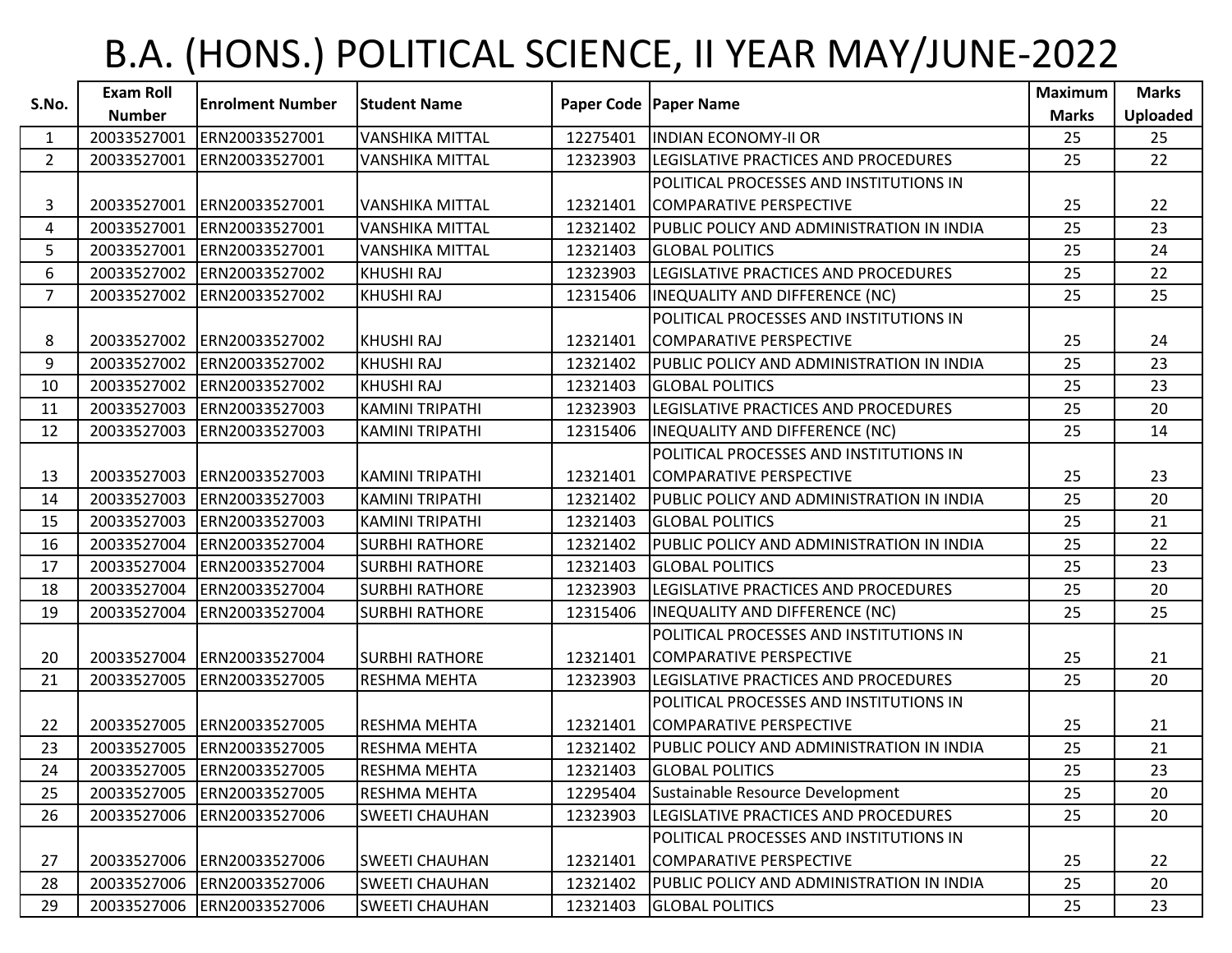# B.A. (HONS.) POLITICAL SCIENCE, II YEAR MAY/JUNE-2022

| S.No. | Exam Roll Number | Enrolment Number | Student Name | Paper Code | Paper Name | Maximum Marks | Marks Uploaded |
|---|---|---|---|---|---|---|---|
| 1 | 20033527001 | ERN20033527001 | VANSHIKA MITTAL | 12275401 | INDIAN ECONOMY-II OR | 25 | 25 |
| 2 | 20033527001 | ERN20033527001 | VANSHIKA MITTAL | 12323903 | LEGISLATIVE PRACTICES AND PROCEDURES | 25 | 22 |
| 3 | 20033527001 | ERN20033527001 | VANSHIKA MITTAL | 12321401 | POLITICAL PROCESSES AND INSTITUTIONS IN COMPARATIVE PERSPECTIVE | 25 | 22 |
| 4 | 20033527001 | ERN20033527001 | VANSHIKA MITTAL | 12321402 | PUBLIC POLICY AND ADMINISTRATION IN INDIA | 25 | 23 |
| 5 | 20033527001 | ERN20033527001 | VANSHIKA MITTAL | 12321403 | GLOBAL POLITICS | 25 | 24 |
| 6 | 20033527002 | ERN20033527002 | KHUSHI RAJ | 12323903 | LEGISLATIVE PRACTICES AND PROCEDURES | 25 | 22 |
| 7 | 20033527002 | ERN20033527002 | KHUSHI RAJ | 12315406 | INEQUALITY AND DIFFERENCE (NC) | 25 | 25 |
| 8 | 20033527002 | ERN20033527002 | KHUSHI RAJ | 12321401 | POLITICAL PROCESSES AND INSTITUTIONS IN COMPARATIVE PERSPECTIVE | 25 | 24 |
| 9 | 20033527002 | ERN20033527002 | KHUSHI RAJ | 12321402 | PUBLIC POLICY AND ADMINISTRATION IN INDIA | 25 | 23 |
| 10 | 20033527002 | ERN20033527002 | KHUSHI RAJ | 12321403 | GLOBAL POLITICS | 25 | 23 |
| 11 | 20033527003 | ERN20033527003 | KAMINI TRIPATHI | 12323903 | LEGISLATIVE PRACTICES AND PROCEDURES | 25 | 20 |
| 12 | 20033527003 | ERN20033527003 | KAMINI TRIPATHI | 12315406 | INEQUALITY AND DIFFERENCE (NC) | 25 | 14 |
| 13 | 20033527003 | ERN20033527003 | KAMINI TRIPATHI | 12321401 | POLITICAL PROCESSES AND INSTITUTIONS IN COMPARATIVE PERSPECTIVE | 25 | 23 |
| 14 | 20033527003 | ERN20033527003 | KAMINI TRIPATHI | 12321402 | PUBLIC POLICY AND ADMINISTRATION IN INDIA | 25 | 20 |
| 15 | 20033527003 | ERN20033527003 | KAMINI TRIPATHI | 12321403 | GLOBAL POLITICS | 25 | 21 |
| 16 | 20033527004 | ERN20033527004 | SURBHI RATHORE | 12321402 | PUBLIC POLICY AND ADMINISTRATION IN INDIA | 25 | 22 |
| 17 | 20033527004 | ERN20033527004 | SURBHI RATHORE | 12321403 | GLOBAL POLITICS | 25 | 23 |
| 18 | 20033527004 | ERN20033527004 | SURBHI RATHORE | 12323903 | LEGISLATIVE PRACTICES AND PROCEDURES | 25 | 20 |
| 19 | 20033527004 | ERN20033527004 | SURBHI RATHORE | 12315406 | INEQUALITY AND DIFFERENCE (NC) | 25 | 25 |
| 20 | 20033527004 | ERN20033527004 | SURBHI RATHORE | 12321401 | POLITICAL PROCESSES AND INSTITUTIONS IN COMPARATIVE PERSPECTIVE | 25 | 21 |
| 21 | 20033527005 | ERN20033527005 | RESHMA MEHTA | 12323903 | LEGISLATIVE PRACTICES AND PROCEDURES | 25 | 20 |
| 22 | 20033527005 | ERN20033527005 | RESHMA MEHTA | 12321401 | POLITICAL PROCESSES AND INSTITUTIONS IN COMPARATIVE PERSPECTIVE | 25 | 21 |
| 23 | 20033527005 | ERN20033527005 | RESHMA MEHTA | 12321402 | PUBLIC POLICY AND ADMINISTRATION IN INDIA | 25 | 21 |
| 24 | 20033527005 | ERN20033527005 | RESHMA MEHTA | 12321403 | GLOBAL POLITICS | 25 | 23 |
| 25 | 20033527005 | ERN20033527005 | RESHMA MEHTA | 12295404 | Sustainable Resource Development | 25 | 20 |
| 26 | 20033527006 | ERN20033527006 | SWEETI CHAUHAN | 12323903 | LEGISLATIVE PRACTICES AND PROCEDURES | 25 | 20 |
| 27 | 20033527006 | ERN20033527006 | SWEETI CHAUHAN | 12321401 | POLITICAL PROCESSES AND INSTITUTIONS IN COMPARATIVE PERSPECTIVE | 25 | 22 |
| 28 | 20033527006 | ERN20033527006 | SWEETI CHAUHAN | 12321402 | PUBLIC POLICY AND ADMINISTRATION IN INDIA | 25 | 20 |
| 29 | 20033527006 | ERN20033527006 | SWEETI CHAUHAN | 12321403 | GLOBAL POLITICS | 25 | 23 |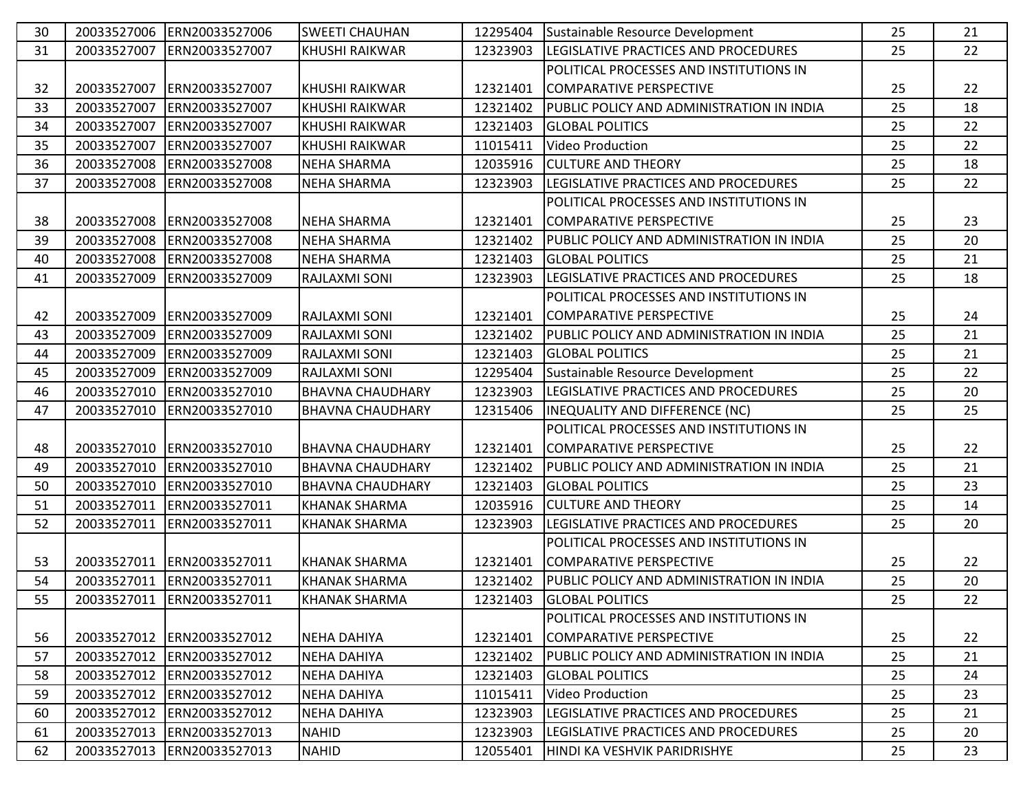| 30 | 20033527006 | ERN20033527006 | SWEETI CHAUHAN | 12295404 | Sustainable Resource Development | 25 | 21 |
|---|---|---|---|---|---|---|---|
| 31 | 20033527007 | ERN20033527007 | KHUSHI RAIKWAR | 12323903 | LEGISLATIVE PRACTICES AND PROCEDURES | 25 | 22 |
| 32 | 20033527007 | ERN20033527007 | KHUSHI RAIKWAR | 12321401 | POLITICAL PROCESSES AND INSTITUTIONS IN COMPARATIVE PERSPECTIVE | 25 | 22 |
| 33 | 20033527007 | ERN20033527007 | KHUSHI RAIKWAR | 12321402 | PUBLIC POLICY AND ADMINISTRATION IN INDIA | 25 | 18 |
| 34 | 20033527007 | ERN20033527007 | KHUSHI RAIKWAR | 12321403 | GLOBAL POLITICS | 25 | 22 |
| 35 | 20033527007 | ERN20033527007 | KHUSHI RAIKWAR | 11015411 | Video Production | 25 | 22 |
| 36 | 20033527008 | ERN20033527008 | NEHA SHARMA | 12035916 | CULTURE AND THEORY | 25 | 18 |
| 37 | 20033527008 | ERN20033527008 | NEHA SHARMA | 12323903 | LEGISLATIVE PRACTICES AND PROCEDURES | 25 | 22 |
| 38 | 20033527008 | ERN20033527008 | NEHA SHARMA | 12321401 | POLITICAL PROCESSES AND INSTITUTIONS IN COMPARATIVE PERSPECTIVE | 25 | 23 |
| 39 | 20033527008 | ERN20033527008 | NEHA SHARMA | 12321402 | PUBLIC POLICY AND ADMINISTRATION IN INDIA | 25 | 20 |
| 40 | 20033527008 | ERN20033527008 | NEHA SHARMA | 12321403 | GLOBAL POLITICS | 25 | 21 |
| 41 | 20033527009 | ERN20033527009 | RAJLAXMI SONI | 12323903 | LEGISLATIVE PRACTICES AND PROCEDURES | 25 | 18 |
| 42 | 20033527009 | ERN20033527009 | RAJLAXMI SONI | 12321401 | POLITICAL PROCESSES AND INSTITUTIONS IN COMPARATIVE PERSPECTIVE | 25 | 24 |
| 43 | 20033527009 | ERN20033527009 | RAJLAXMI SONI | 12321402 | PUBLIC POLICY AND ADMINISTRATION IN INDIA | 25 | 21 |
| 44 | 20033527009 | ERN20033527009 | RAJLAXMI SONI | 12321403 | GLOBAL POLITICS | 25 | 21 |
| 45 | 20033527009 | ERN20033527009 | RAJLAXMI SONI | 12295404 | Sustainable Resource Development | 25 | 22 |
| 46 | 20033527010 | ERN20033527010 | BHAVNA CHAUDHARY | 12323903 | LEGISLATIVE PRACTICES AND PROCEDURES | 25 | 20 |
| 47 | 20033527010 | ERN20033527010 | BHAVNA CHAUDHARY | 12315406 | INEQUALITY AND DIFFERENCE (NC) | 25 | 25 |
| 48 | 20033527010 | ERN20033527010 | BHAVNA CHAUDHARY | 12321401 | POLITICAL PROCESSES AND INSTITUTIONS IN COMPARATIVE PERSPECTIVE | 25 | 22 |
| 49 | 20033527010 | ERN20033527010 | BHAVNA CHAUDHARY | 12321402 | PUBLIC POLICY AND ADMINISTRATION IN INDIA | 25 | 21 |
| 50 | 20033527010 | ERN20033527010 | BHAVNA CHAUDHARY | 12321403 | GLOBAL POLITICS | 25 | 23 |
| 51 | 20033527011 | ERN20033527011 | KHANAK SHARMA | 12035916 | CULTURE AND THEORY | 25 | 14 |
| 52 | 20033527011 | ERN20033527011 | KHANAK SHARMA | 12323903 | LEGISLATIVE PRACTICES AND PROCEDURES | 25 | 20 |
| 53 | 20033527011 | ERN20033527011 | KHANAK SHARMA | 12321401 | POLITICAL PROCESSES AND INSTITUTIONS IN COMPARATIVE PERSPECTIVE | 25 | 22 |
| 54 | 20033527011 | ERN20033527011 | KHANAK SHARMA | 12321402 | PUBLIC POLICY AND ADMINISTRATION IN INDIA | 25 | 20 |
| 55 | 20033527011 | ERN20033527011 | KHANAK SHARMA | 12321403 | GLOBAL POLITICS | 25 | 22 |
| 56 | 20033527012 | ERN20033527012 | NEHA DAHIYA | 12321401 | POLITICAL PROCESSES AND INSTITUTIONS IN COMPARATIVE PERSPECTIVE | 25 | 22 |
| 57 | 20033527012 | ERN20033527012 | NEHA DAHIYA | 12321402 | PUBLIC POLICY AND ADMINISTRATION IN INDIA | 25 | 21 |
| 58 | 20033527012 | ERN20033527012 | NEHA DAHIYA | 12321403 | GLOBAL POLITICS | 25 | 24 |
| 59 | 20033527012 | ERN20033527012 | NEHA DAHIYA | 11015411 | Video Production | 25 | 23 |
| 60 | 20033527012 | ERN20033527012 | NEHA DAHIYA | 12323903 | LEGISLATIVE PRACTICES AND PROCEDURES | 25 | 21 |
| 61 | 20033527013 | ERN20033527013 | NAHID | 12323903 | LEGISLATIVE PRACTICES AND PROCEDURES | 25 | 20 |
| 62 | 20033527013 | ERN20033527013 | NAHID | 12055401 | HINDI KA VESHVIK PARIDRISHYE | 25 | 23 |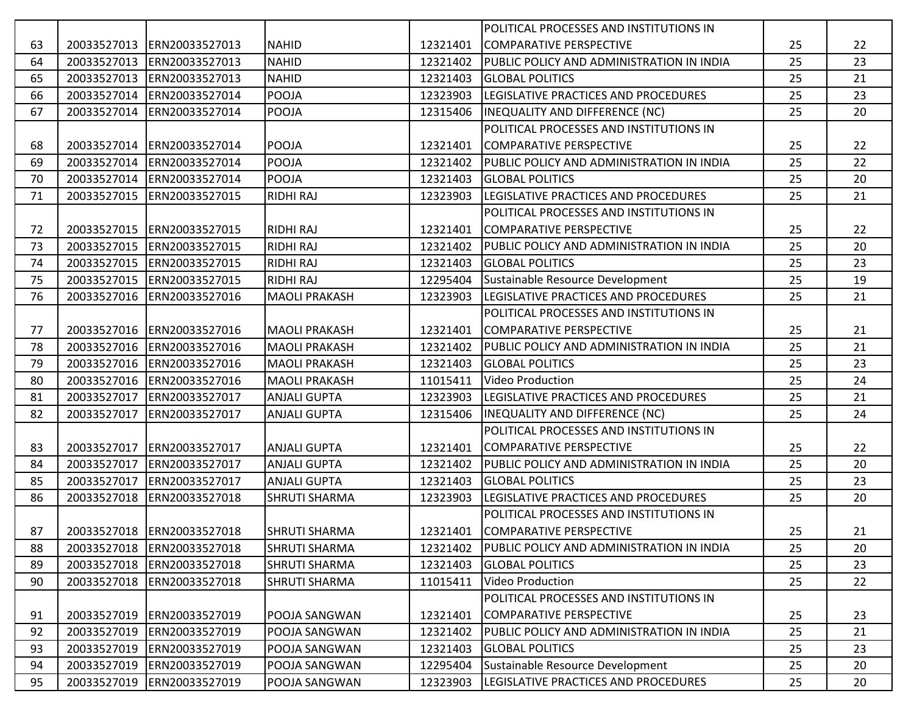| 63 | 20033527013 | ERN20033527013 | NAHID | 12321401 | POLITICAL PROCESSES AND INSTITUTIONS IN COMPARATIVE PERSPECTIVE | 25 | 22 |
|---|---|---|---|---|---|---|---|
| 64 | 20033527013 | ERN20033527013 | NAHID | 12321402 | PUBLIC POLICY AND ADMINISTRATION IN INDIA | 25 | 23 |
| 65 | 20033527013 | ERN20033527013 | NAHID | 12321403 | GLOBAL POLITICS | 25 | 21 |
| 66 | 20033527014 | ERN20033527014 | POOJA | 12323903 | LEGISLATIVE PRACTICES AND PROCEDURES | 25 | 23 |
| 67 | 20033527014 | ERN20033527014 | POOJA | 12315406 | INEQUALITY AND DIFFERENCE (NC) | 25 | 20 |
| 68 | 20033527014 | ERN20033527014 | POOJA | 12321401 | POLITICAL PROCESSES AND INSTITUTIONS IN COMPARATIVE PERSPECTIVE | 25 | 22 |
| 69 | 20033527014 | ERN20033527014 | POOJA | 12321402 | PUBLIC POLICY AND ADMINISTRATION IN INDIA | 25 | 22 |
| 70 | 20033527014 | ERN20033527014 | POOJA | 12321403 | GLOBAL POLITICS | 25 | 20 |
| 71 | 20033527015 | ERN20033527015 | RIDHI RAJ | 12323903 | LEGISLATIVE PRACTICES AND PROCEDURES | 25 | 21 |
| 72 | 20033527015 | ERN20033527015 | RIDHI RAJ | 12321401 | POLITICAL PROCESSES AND INSTITUTIONS IN COMPARATIVE PERSPECTIVE | 25 | 22 |
| 73 | 20033527015 | ERN20033527015 | RIDHI RAJ | 12321402 | PUBLIC POLICY AND ADMINISTRATION IN INDIA | 25 | 20 |
| 74 | 20033527015 | ERN20033527015 | RIDHI RAJ | 12321403 | GLOBAL POLITICS | 25 | 23 |
| 75 | 20033527015 | ERN20033527015 | RIDHI RAJ | 12295404 | Sustainable Resource Development | 25 | 19 |
| 76 | 20033527016 | ERN20033527016 | MAOLI PRAKASH | 12323903 | LEGISLATIVE PRACTICES AND PROCEDURES | 25 | 21 |
| 77 | 20033527016 | ERN20033527016 | MAOLI PRAKASH | 12321401 | POLITICAL PROCESSES AND INSTITUTIONS IN COMPARATIVE PERSPECTIVE | 25 | 21 |
| 78 | 20033527016 | ERN20033527016 | MAOLI PRAKASH | 12321402 | PUBLIC POLICY AND ADMINISTRATION IN INDIA | 25 | 21 |
| 79 | 20033527016 | ERN20033527016 | MAOLI PRAKASH | 12321403 | GLOBAL POLITICS | 25 | 23 |
| 80 | 20033527016 | ERN20033527016 | MAOLI PRAKASH | 11015411 | Video Production | 25 | 24 |
| 81 | 20033527017 | ERN20033527017 | ANJALI GUPTA | 12323903 | LEGISLATIVE PRACTICES AND PROCEDURES | 25 | 21 |
| 82 | 20033527017 | ERN20033527017 | ANJALI GUPTA | 12315406 | INEQUALITY AND DIFFERENCE (NC) | 25 | 24 |
| 83 | 20033527017 | ERN20033527017 | ANJALI GUPTA | 12321401 | POLITICAL PROCESSES AND INSTITUTIONS IN COMPARATIVE PERSPECTIVE | 25 | 22 |
| 84 | 20033527017 | ERN20033527017 | ANJALI GUPTA | 12321402 | PUBLIC POLICY AND ADMINISTRATION IN INDIA | 25 | 20 |
| 85 | 20033527017 | ERN20033527017 | ANJALI GUPTA | 12321403 | GLOBAL POLITICS | 25 | 23 |
| 86 | 20033527018 | ERN20033527018 | SHRUTI SHARMA | 12323903 | LEGISLATIVE PRACTICES AND PROCEDURES | 25 | 20 |
| 87 | 20033527018 | ERN20033527018 | SHRUTI SHARMA | 12321401 | POLITICAL PROCESSES AND INSTITUTIONS IN COMPARATIVE PERSPECTIVE | 25 | 21 |
| 88 | 20033527018 | ERN20033527018 | SHRUTI SHARMA | 12321402 | PUBLIC POLICY AND ADMINISTRATION IN INDIA | 25 | 20 |
| 89 | 20033527018 | ERN20033527018 | SHRUTI SHARMA | 12321403 | GLOBAL POLITICS | 25 | 23 |
| 90 | 20033527018 | ERN20033527018 | SHRUTI SHARMA | 11015411 | Video Production | 25 | 22 |
| 91 | 20033527019 | ERN20033527019 | POOJA SANGWAN | 12321401 | POLITICAL PROCESSES AND INSTITUTIONS IN COMPARATIVE PERSPECTIVE | 25 | 23 |
| 92 | 20033527019 | ERN20033527019 | POOJA SANGWAN | 12321402 | PUBLIC POLICY AND ADMINISTRATION IN INDIA | 25 | 21 |
| 93 | 20033527019 | ERN20033527019 | POOJA SANGWAN | 12321403 | GLOBAL POLITICS | 25 | 23 |
| 94 | 20033527019 | ERN20033527019 | POOJA SANGWAN | 12295404 | Sustainable Resource Development | 25 | 20 |
| 95 | 20033527019 | ERN20033527019 | POOJA SANGWAN | 12323903 | LEGISLATIVE PRACTICES AND PROCEDURES | 25 | 20 |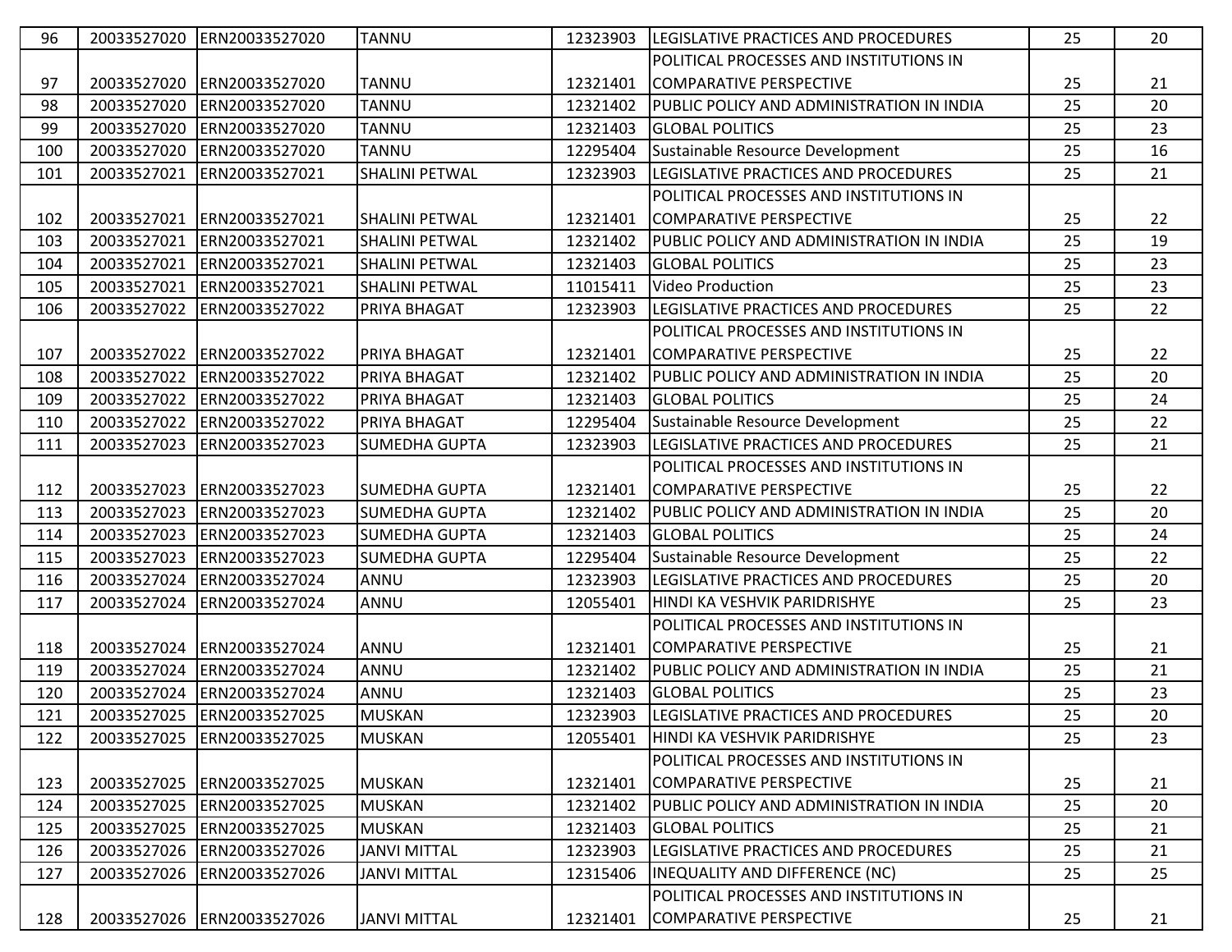| 96 | 20033527020 | ERN20033527020 | TANNU | 12323903 | LEGISLATIVE PRACTICES AND PROCEDURES | 25 | 20 |
|---|---|---|---|---|---|---|---|
| 97 | 20033527020 | ERN20033527020 | TANNU | 12321401 | POLITICAL PROCESSES AND INSTITUTIONS IN COMPARATIVE PERSPECTIVE | 25 | 21 |
| 98 | 20033527020 | ERN20033527020 | TANNU | 12321402 | PUBLIC POLICY AND ADMINISTRATION IN INDIA | 25 | 20 |
| 99 | 20033527020 | ERN20033527020 | TANNU | 12321403 | GLOBAL POLITICS | 25 | 23 |
| 100 | 20033527020 | ERN20033527020 | TANNU | 12295404 | Sustainable Resource Development | 25 | 16 |
| 101 | 20033527021 | ERN20033527021 | SHALINI PETWAL | 12323903 | LEGISLATIVE PRACTICES AND PROCEDURES | 25 | 21 |
| 102 | 20033527021 | ERN20033527021 | SHALINI PETWAL | 12321401 | POLITICAL PROCESSES AND INSTITUTIONS IN COMPARATIVE PERSPECTIVE | 25 | 22 |
| 103 | 20033527021 | ERN20033527021 | SHALINI PETWAL | 12321402 | PUBLIC POLICY AND ADMINISTRATION IN INDIA | 25 | 19 |
| 104 | 20033527021 | ERN20033527021 | SHALINI PETWAL | 12321403 | GLOBAL POLITICS | 25 | 23 |
| 105 | 20033527021 | ERN20033527021 | SHALINI PETWAL | 11015411 | Video Production | 25 | 23 |
| 106 | 20033527022 | ERN20033527022 | PRIYA BHAGAT | 12323903 | LEGISLATIVE PRACTICES AND PROCEDURES | 25 | 22 |
| 107 | 20033527022 | ERN20033527022 | PRIYA BHAGAT | 12321401 | POLITICAL PROCESSES AND INSTITUTIONS IN COMPARATIVE PERSPECTIVE | 25 | 22 |
| 108 | 20033527022 | ERN20033527022 | PRIYA BHAGAT | 12321402 | PUBLIC POLICY AND ADMINISTRATION IN INDIA | 25 | 20 |
| 109 | 20033527022 | ERN20033527022 | PRIYA BHAGAT | 12321403 | GLOBAL POLITICS | 25 | 24 |
| 110 | 20033527022 | ERN20033527022 | PRIYA BHAGAT | 12295404 | Sustainable Resource Development | 25 | 22 |
| 111 | 20033527023 | ERN20033527023 | SUMEDHA GUPTA | 12323903 | LEGISLATIVE PRACTICES AND PROCEDURES | 25 | 21 |
| 112 | 20033527023 | ERN20033527023 | SUMEDHA GUPTA | 12321401 | POLITICAL PROCESSES AND INSTITUTIONS IN COMPARATIVE PERSPECTIVE | 25 | 22 |
| 113 | 20033527023 | ERN20033527023 | SUMEDHA GUPTA | 12321402 | PUBLIC POLICY AND ADMINISTRATION IN INDIA | 25 | 20 |
| 114 | 20033527023 | ERN20033527023 | SUMEDHA GUPTA | 12321403 | GLOBAL POLITICS | 25 | 24 |
| 115 | 20033527023 | ERN20033527023 | SUMEDHA GUPTA | 12295404 | Sustainable Resource Development | 25 | 22 |
| 116 | 20033527024 | ERN20033527024 | ANNU | 12323903 | LEGISLATIVE PRACTICES AND PROCEDURES | 25 | 20 |
| 117 | 20033527024 | ERN20033527024 | ANNU | 12055401 | HINDI KA VESHVIK PARIDRISHYE | 25 | 23 |
| 118 | 20033527024 | ERN20033527024 | ANNU | 12321401 | POLITICAL PROCESSES AND INSTITUTIONS IN COMPARATIVE PERSPECTIVE | 25 | 21 |
| 119 | 20033527024 | ERN20033527024 | ANNU | 12321402 | PUBLIC POLICY AND ADMINISTRATION IN INDIA | 25 | 21 |
| 120 | 20033527024 | ERN20033527024 | ANNU | 12321403 | GLOBAL POLITICS | 25 | 23 |
| 121 | 20033527025 | ERN20033527025 | MUSKAN | 12323903 | LEGISLATIVE PRACTICES AND PROCEDURES | 25 | 20 |
| 122 | 20033527025 | ERN20033527025 | MUSKAN | 12055401 | HINDI KA VESHVIK PARIDRISHYE | 25 | 23 |
| 123 | 20033527025 | ERN20033527025 | MUSKAN | 12321401 | POLITICAL PROCESSES AND INSTITUTIONS IN COMPARATIVE PERSPECTIVE | 25 | 21 |
| 124 | 20033527025 | ERN20033527025 | MUSKAN | 12321402 | PUBLIC POLICY AND ADMINISTRATION IN INDIA | 25 | 20 |
| 125 | 20033527025 | ERN20033527025 | MUSKAN | 12321403 | GLOBAL POLITICS | 25 | 21 |
| 126 | 20033527026 | ERN20033527026 | JANVI MITTAL | 12323903 | LEGISLATIVE PRACTICES AND PROCEDURES | 25 | 21 |
| 127 | 20033527026 | ERN20033527026 | JANVI MITTAL | 12315406 | INEQUALITY AND DIFFERENCE (NC) | 25 | 25 |
| 128 | 20033527026 | ERN20033527026 | JANVI MITTAL | 12321401 | POLITICAL PROCESSES AND INSTITUTIONS IN COMPARATIVE PERSPECTIVE | 25 | 21 |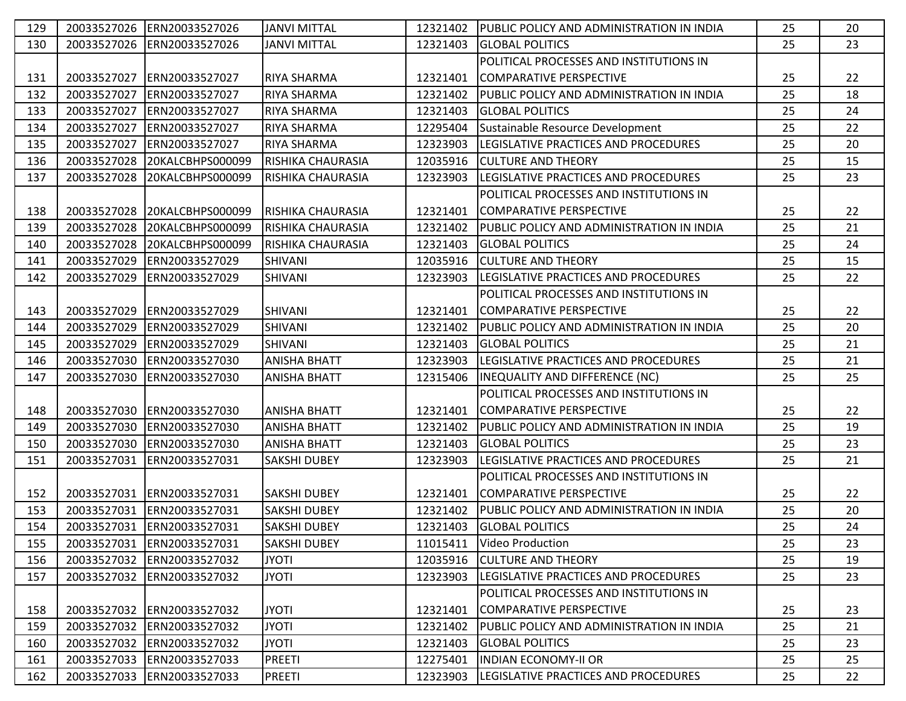| 129 | 20033527026 | ERN20033527026 | JANVI MITTAL | 12321402 | PUBLIC POLICY AND ADMINISTRATION IN INDIA | 25 | 20 |
|---|---|---|---|---|---|---|---|
| 130 | 20033527026 | ERN20033527026 | JANVI MITTAL | 12321403 | GLOBAL POLITICS | 25 | 23 |
| 131 | 20033527027 | ERN20033527027 | RIYA SHARMA | 12321401 | POLITICAL PROCESSES AND INSTITUTIONS IN COMPARATIVE PERSPECTIVE | 25 | 22 |
| 132 | 20033527027 | ERN20033527027 | RIYA SHARMA | 12321402 | PUBLIC POLICY AND ADMINISTRATION IN INDIA | 25 | 18 |
| 133 | 20033527027 | ERN20033527027 | RIYA SHARMA | 12321403 | GLOBAL POLITICS | 25 | 24 |
| 134 | 20033527027 | ERN20033527027 | RIYA SHARMA | 12295404 | Sustainable Resource Development | 25 | 22 |
| 135 | 20033527027 | ERN20033527027 | RIYA SHARMA | 12323903 | LEGISLATIVE PRACTICES AND PROCEDURES | 25 | 20 |
| 136 | 20033527028 | 20KALCBHPS000099 | RISHIKA CHAURASIA | 12035916 | CULTURE AND THEORY | 25 | 15 |
| 137 | 20033527028 | 20KALCBHPS000099 | RISHIKA CHAURASIA | 12323903 | LEGISLATIVE PRACTICES AND PROCEDURES | 25 | 23 |
| 138 | 20033527028 | 20KALCBHPS000099 | RISHIKA CHAURASIA | 12321401 | POLITICAL PROCESSES AND INSTITUTIONS IN COMPARATIVE PERSPECTIVE | 25 | 22 |
| 139 | 20033527028 | 20KALCBHPS000099 | RISHIKA CHAURASIA | 12321402 | PUBLIC POLICY AND ADMINISTRATION IN INDIA | 25 | 21 |
| 140 | 20033527028 | 20KALCBHPS000099 | RISHIKA CHAURASIA | 12321403 | GLOBAL POLITICS | 25 | 24 |
| 141 | 20033527029 | ERN20033527029 | SHIVANI | 12035916 | CULTURE AND THEORY | 25 | 15 |
| 142 | 20033527029 | ERN20033527029 | SHIVANI | 12323903 | LEGISLATIVE PRACTICES AND PROCEDURES | 25 | 22 |
| 143 | 20033527029 | ERN20033527029 | SHIVANI | 12321401 | POLITICAL PROCESSES AND INSTITUTIONS IN COMPARATIVE PERSPECTIVE | 25 | 22 |
| 144 | 20033527029 | ERN20033527029 | SHIVANI | 12321402 | PUBLIC POLICY AND ADMINISTRATION IN INDIA | 25 | 20 |
| 145 | 20033527029 | ERN20033527029 | SHIVANI | 12321403 | GLOBAL POLITICS | 25 | 21 |
| 146 | 20033527030 | ERN20033527030 | ANISHA BHATT | 12323903 | LEGISLATIVE PRACTICES AND PROCEDURES | 25 | 21 |
| 147 | 20033527030 | ERN20033527030 | ANISHA BHATT | 12315406 | INEQUALITY AND DIFFERENCE (NC) | 25 | 25 |
| 148 | 20033527030 | ERN20033527030 | ANISHA BHATT | 12321401 | POLITICAL PROCESSES AND INSTITUTIONS IN COMPARATIVE PERSPECTIVE | 25 | 22 |
| 149 | 20033527030 | ERN20033527030 | ANISHA BHATT | 12321402 | PUBLIC POLICY AND ADMINISTRATION IN INDIA | 25 | 19 |
| 150 | 20033527030 | ERN20033527030 | ANISHA BHATT | 12321403 | GLOBAL POLITICS | 25 | 23 |
| 151 | 20033527031 | ERN20033527031 | SAKSHI DUBEY | 12323903 | LEGISLATIVE PRACTICES AND PROCEDURES | 25 | 21 |
| 152 | 20033527031 | ERN20033527031 | SAKSHI DUBEY | 12321401 | POLITICAL PROCESSES AND INSTITUTIONS IN COMPARATIVE PERSPECTIVE | 25 | 22 |
| 153 | 20033527031 | ERN20033527031 | SAKSHI DUBEY | 12321402 | PUBLIC POLICY AND ADMINISTRATION IN INDIA | 25 | 20 |
| 154 | 20033527031 | ERN20033527031 | SAKSHI DUBEY | 12321403 | GLOBAL POLITICS | 25 | 24 |
| 155 | 20033527031 | ERN20033527031 | SAKSHI DUBEY | 11015411 | Video Production | 25 | 23 |
| 156 | 20033527032 | ERN20033527032 | JYOTI | 12035916 | CULTURE AND THEORY | 25 | 19 |
| 157 | 20033527032 | ERN20033527032 | JYOTI | 12323903 | LEGISLATIVE PRACTICES AND PROCEDURES | 25 | 23 |
| 158 | 20033527032 | ERN20033527032 | JYOTI | 12321401 | POLITICAL PROCESSES AND INSTITUTIONS IN COMPARATIVE PERSPECTIVE | 25 | 23 |
| 159 | 20033527032 | ERN20033527032 | JYOTI | 12321402 | PUBLIC POLICY AND ADMINISTRATION IN INDIA | 25 | 21 |
| 160 | 20033527032 | ERN20033527032 | JYOTI | 12321403 | GLOBAL POLITICS | 25 | 23 |
| 161 | 20033527033 | ERN20033527033 | PREETI | 12275401 | INDIAN ECONOMY-II OR | 25 | 25 |
| 162 | 20033527033 | ERN20033527033 | PREETI | 12323903 | LEGISLATIVE PRACTICES AND PROCEDURES | 25 | 22 |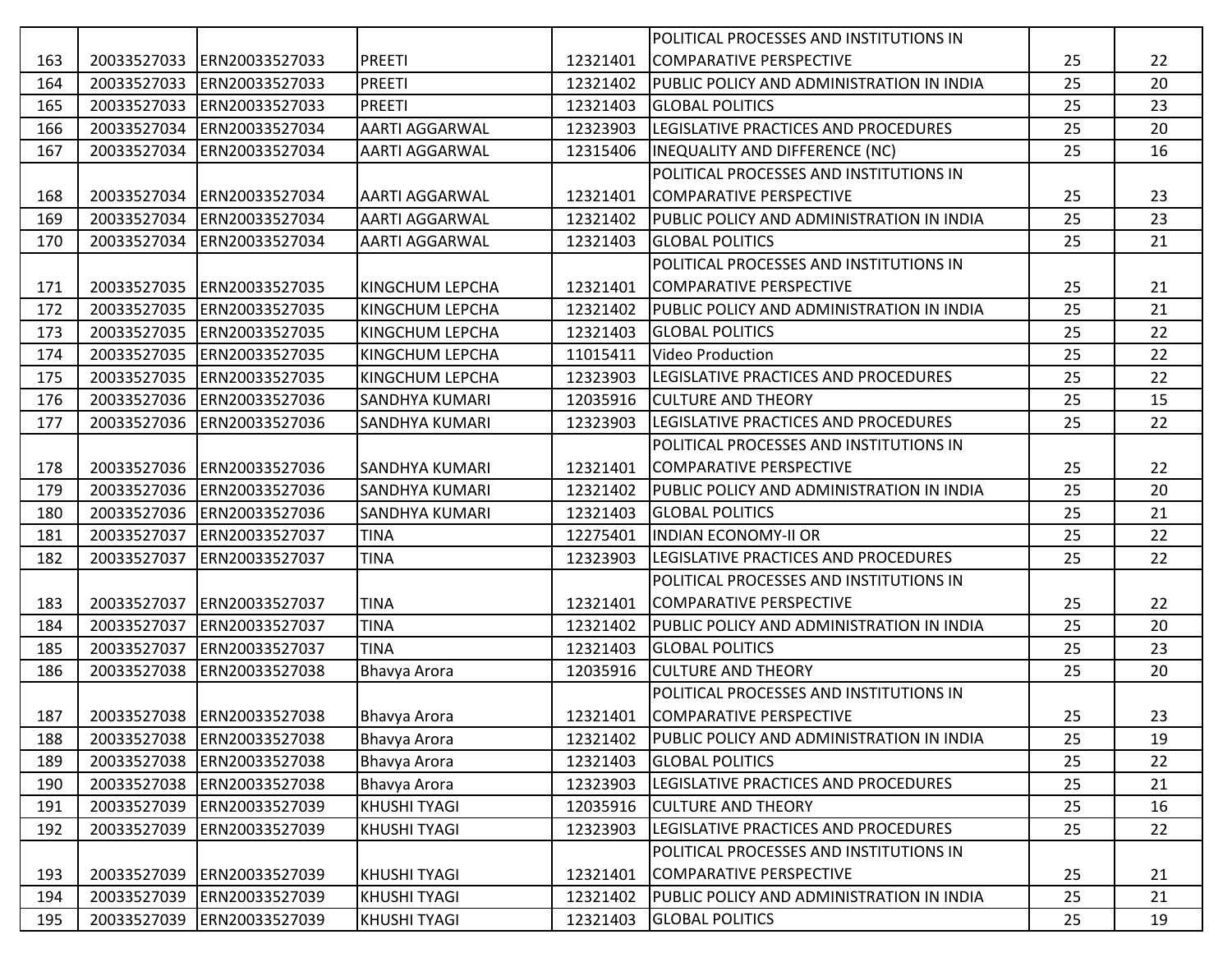| | | | | | | | |
|---|---|---|---|---|---|---|---|
| 163 | 20033527033 | ERN20033527033 | PREETI | 12321401 | POLITICAL PROCESSES AND INSTITUTIONS IN COMPARATIVE PERSPECTIVE | 25 | 22 |
| 164 | 20033527033 | ERN20033527033 | PREETI | 12321402 | PUBLIC POLICY AND ADMINISTRATION IN INDIA | 25 | 20 |
| 165 | 20033527033 | ERN20033527033 | PREETI | 12321403 | GLOBAL POLITICS | 25 | 23 |
| 166 | 20033527034 | ERN20033527034 | AARTI AGGARWAL | 12323903 | LEGISLATIVE PRACTICES AND PROCEDURES | 25 | 20 |
| 167 | 20033527034 | ERN20033527034 | AARTI AGGARWAL | 12315406 | INEQUALITY AND DIFFERENCE (NC) | 25 | 16 |
| 168 | 20033527034 | ERN20033527034 | AARTI AGGARWAL | 12321401 | POLITICAL PROCESSES AND INSTITUTIONS IN COMPARATIVE PERSPECTIVE | 25 | 23 |
| 169 | 20033527034 | ERN20033527034 | AARTI AGGARWAL | 12321402 | PUBLIC POLICY AND ADMINISTRATION IN INDIA | 25 | 23 |
| 170 | 20033527034 | ERN20033527034 | AARTI AGGARWAL | 12321403 | GLOBAL POLITICS | 25 | 21 |
| 171 | 20033527035 | ERN20033527035 | KINGCHUM LEPCHA | 12321401 | POLITICAL PROCESSES AND INSTITUTIONS IN COMPARATIVE PERSPECTIVE | 25 | 21 |
| 172 | 20033527035 | ERN20033527035 | KINGCHUM LEPCHA | 12321402 | PUBLIC POLICY AND ADMINISTRATION IN INDIA | 25 | 21 |
| 173 | 20033527035 | ERN20033527035 | KINGCHUM LEPCHA | 12321403 | GLOBAL POLITICS | 25 | 22 |
| 174 | 20033527035 | ERN20033527035 | KINGCHUM LEPCHA | 11015411 | Video Production | 25 | 22 |
| 175 | 20033527035 | ERN20033527035 | KINGCHUM LEPCHA | 12323903 | LEGISLATIVE PRACTICES AND PROCEDURES | 25 | 22 |
| 176 | 20033527036 | ERN20033527036 | SANDHYA KUMARI | 12035916 | CULTURE AND THEORY | 25 | 15 |
| 177 | 20033527036 | ERN20033527036 | SANDHYA KUMARI | 12323903 | LEGISLATIVE PRACTICES AND PROCEDURES | 25 | 22 |
| 178 | 20033527036 | ERN20033527036 | SANDHYA KUMARI | 12321401 | POLITICAL PROCESSES AND INSTITUTIONS IN COMPARATIVE PERSPECTIVE | 25 | 22 |
| 179 | 20033527036 | ERN20033527036 | SANDHYA KUMARI | 12321402 | PUBLIC POLICY AND ADMINISTRATION IN INDIA | 25 | 20 |
| 180 | 20033527036 | ERN20033527036 | SANDHYA KUMARI | 12321403 | GLOBAL POLITICS | 25 | 21 |
| 181 | 20033527037 | ERN20033527037 | TINA | 12275401 | INDIAN ECONOMY-II OR | 25 | 22 |
| 182 | 20033527037 | ERN20033527037 | TINA | 12323903 | LEGISLATIVE PRACTICES AND PROCEDURES | 25 | 22 |
| 183 | 20033527037 | ERN20033527037 | TINA | 12321401 | POLITICAL PROCESSES AND INSTITUTIONS IN COMPARATIVE PERSPECTIVE | 25 | 22 |
| 184 | 20033527037 | ERN20033527037 | TINA | 12321402 | PUBLIC POLICY AND ADMINISTRATION IN INDIA | 25 | 20 |
| 185 | 20033527037 | ERN20033527037 | TINA | 12321403 | GLOBAL POLITICS | 25 | 23 |
| 186 | 20033527038 | ERN20033527038 | Bhavya Arora | 12035916 | CULTURE AND THEORY | 25 | 20 |
| 187 | 20033527038 | ERN20033527038 | Bhavya Arora | 12321401 | POLITICAL PROCESSES AND INSTITUTIONS IN COMPARATIVE PERSPECTIVE | 25 | 23 |
| 188 | 20033527038 | ERN20033527038 | Bhavya Arora | 12321402 | PUBLIC POLICY AND ADMINISTRATION IN INDIA | 25 | 19 |
| 189 | 20033527038 | ERN20033527038 | Bhavya Arora | 12321403 | GLOBAL POLITICS | 25 | 22 |
| 190 | 20033527038 | ERN20033527038 | Bhavya Arora | 12323903 | LEGISLATIVE PRACTICES AND PROCEDURES | 25 | 21 |
| 191 | 20033527039 | ERN20033527039 | KHUSHI TYAGI | 12035916 | CULTURE AND THEORY | 25 | 16 |
| 192 | 20033527039 | ERN20033527039 | KHUSHI TYAGI | 12323903 | LEGISLATIVE PRACTICES AND PROCEDURES | 25 | 22 |
| 193 | 20033527039 | ERN20033527039 | KHUSHI TYAGI | 12321401 | POLITICAL PROCESSES AND INSTITUTIONS IN COMPARATIVE PERSPECTIVE | 25 | 21 |
| 194 | 20033527039 | ERN20033527039 | KHUSHI TYAGI | 12321402 | PUBLIC POLICY AND ADMINISTRATION IN INDIA | 25 | 21 |
| 195 | 20033527039 | ERN20033527039 | KHUSHI TYAGI | 12321403 | GLOBAL POLITICS | 25 | 19 |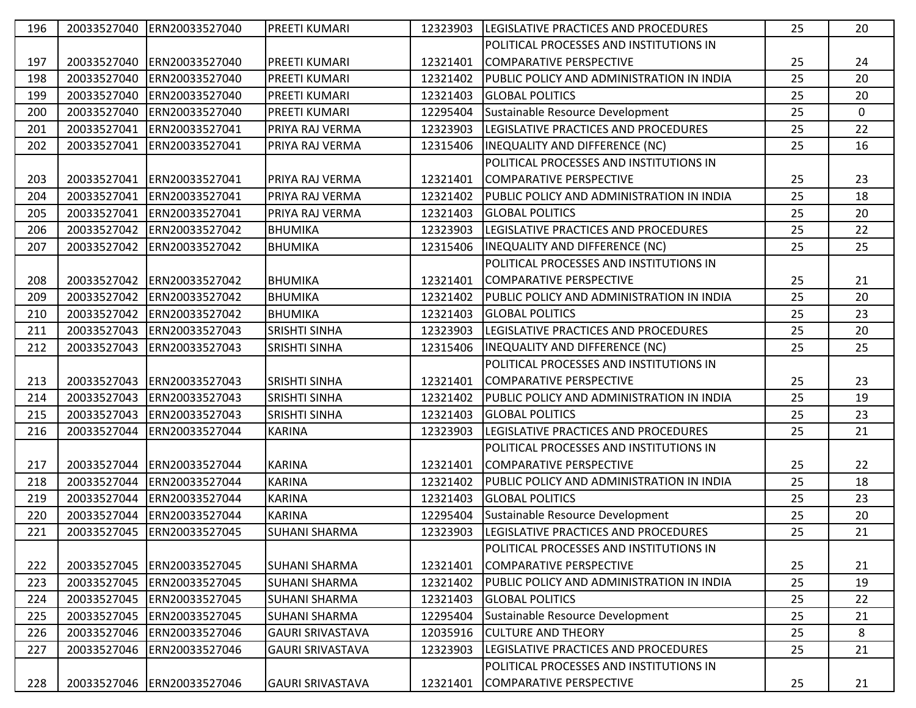| | | | | | | | |
|---|---|---|---|---|---|---|---|
| 196 | 20033527040 | ERN20033527040 | PREETI KUMARI | 12323903 | LEGISLATIVE PRACTICES AND PROCEDURES | 25 | 20 |
| 197 | 20033527040 | ERN20033527040 | PREETI KUMARI | 12321401 | POLITICAL PROCESSES AND INSTITUTIONS IN COMPARATIVE PERSPECTIVE | 25 | 24 |
| 198 | 20033527040 | ERN20033527040 | PREETI KUMARI | 12321402 | PUBLIC POLICY AND ADMINISTRATION IN INDIA | 25 | 20 |
| 199 | 20033527040 | ERN20033527040 | PREETI KUMARI | 12321403 | GLOBAL POLITICS | 25 | 20 |
| 200 | 20033527040 | ERN20033527040 | PREETI KUMARI | 12295404 | Sustainable Resource Development | 25 | 0 |
| 201 | 20033527041 | ERN20033527041 | PRIYA RAJ VERMA | 12323903 | LEGISLATIVE PRACTICES AND PROCEDURES | 25 | 22 |
| 202 | 20033527041 | ERN20033527041 | PRIYA RAJ VERMA | 12315406 | INEQUALITY AND DIFFERENCE (NC) | 25 | 16 |
| 203 | 20033527041 | ERN20033527041 | PRIYA RAJ VERMA | 12321401 | POLITICAL PROCESSES AND INSTITUTIONS IN COMPARATIVE PERSPECTIVE | 25 | 23 |
| 204 | 20033527041 | ERN20033527041 | PRIYA RAJ VERMA | 12321402 | PUBLIC POLICY AND ADMINISTRATION IN INDIA | 25 | 18 |
| 205 | 20033527041 | ERN20033527041 | PRIYA RAJ VERMA | 12321403 | GLOBAL POLITICS | 25 | 20 |
| 206 | 20033527042 | ERN20033527042 | BHUMIKA | 12323903 | LEGISLATIVE PRACTICES AND PROCEDURES | 25 | 22 |
| 207 | 20033527042 | ERN20033527042 | BHUMIKA | 12315406 | INEQUALITY AND DIFFERENCE (NC) | 25 | 25 |
| 208 | 20033527042 | ERN20033527042 | BHUMIKA | 12321401 | POLITICAL PROCESSES AND INSTITUTIONS IN COMPARATIVE PERSPECTIVE | 25 | 21 |
| 209 | 20033527042 | ERN20033527042 | BHUMIKA | 12321402 | PUBLIC POLICY AND ADMINISTRATION IN INDIA | 25 | 20 |
| 210 | 20033527042 | ERN20033527042 | BHUMIKA | 12321403 | GLOBAL POLITICS | 25 | 23 |
| 211 | 20033527043 | ERN20033527043 | SRISHTI SINHA | 12323903 | LEGISLATIVE PRACTICES AND PROCEDURES | 25 | 20 |
| 212 | 20033527043 | ERN20033527043 | SRISHTI SINHA | 12315406 | INEQUALITY AND DIFFERENCE (NC) | 25 | 25 |
| 213 | 20033527043 | ERN20033527043 | SRISHTI SINHA | 12321401 | POLITICAL PROCESSES AND INSTITUTIONS IN COMPARATIVE PERSPECTIVE | 25 | 23 |
| 214 | 20033527043 | ERN20033527043 | SRISHTI SINHA | 12321402 | PUBLIC POLICY AND ADMINISTRATION IN INDIA | 25 | 19 |
| 215 | 20033527043 | ERN20033527043 | SRISHTI SINHA | 12321403 | GLOBAL POLITICS | 25 | 23 |
| 216 | 20033527044 | ERN20033527044 | KARINA | 12323903 | LEGISLATIVE PRACTICES AND PROCEDURES | 25 | 21 |
| 217 | 20033527044 | ERN20033527044 | KARINA | 12321401 | POLITICAL PROCESSES AND INSTITUTIONS IN COMPARATIVE PERSPECTIVE | 25 | 22 |
| 218 | 20033527044 | ERN20033527044 | KARINA | 12321402 | PUBLIC POLICY AND ADMINISTRATION IN INDIA | 25 | 18 |
| 219 | 20033527044 | ERN20033527044 | KARINA | 12321403 | GLOBAL POLITICS | 25 | 23 |
| 220 | 20033527044 | ERN20033527044 | KARINA | 12295404 | Sustainable Resource Development | 25 | 20 |
| 221 | 20033527045 | ERN20033527045 | SUHANI SHARMA | 12323903 | LEGISLATIVE PRACTICES AND PROCEDURES | 25 | 21 |
| 222 | 20033527045 | ERN20033527045 | SUHANI SHARMA | 12321401 | POLITICAL PROCESSES AND INSTITUTIONS IN COMPARATIVE PERSPECTIVE | 25 | 21 |
| 223 | 20033527045 | ERN20033527045 | SUHANI SHARMA | 12321402 | PUBLIC POLICY AND ADMINISTRATION IN INDIA | 25 | 19 |
| 224 | 20033527045 | ERN20033527045 | SUHANI SHARMA | 12321403 | GLOBAL POLITICS | 25 | 22 |
| 225 | 20033527045 | ERN20033527045 | SUHANI SHARMA | 12295404 | Sustainable Resource Development | 25 | 21 |
| 226 | 20033527046 | ERN20033527046 | GAURI SRIVASTAVA | 12035916 | CULTURE AND THEORY | 25 | 8 |
| 227 | 20033527046 | ERN20033527046 | GAURI SRIVASTAVA | 12323903 | LEGISLATIVE PRACTICES AND PROCEDURES | 25 | 21 |
| 228 | 20033527046 | ERN20033527046 | GAURI SRIVASTAVA | 12321401 | POLITICAL PROCESSES AND INSTITUTIONS IN COMPARATIVE PERSPECTIVE | 25 | 21 |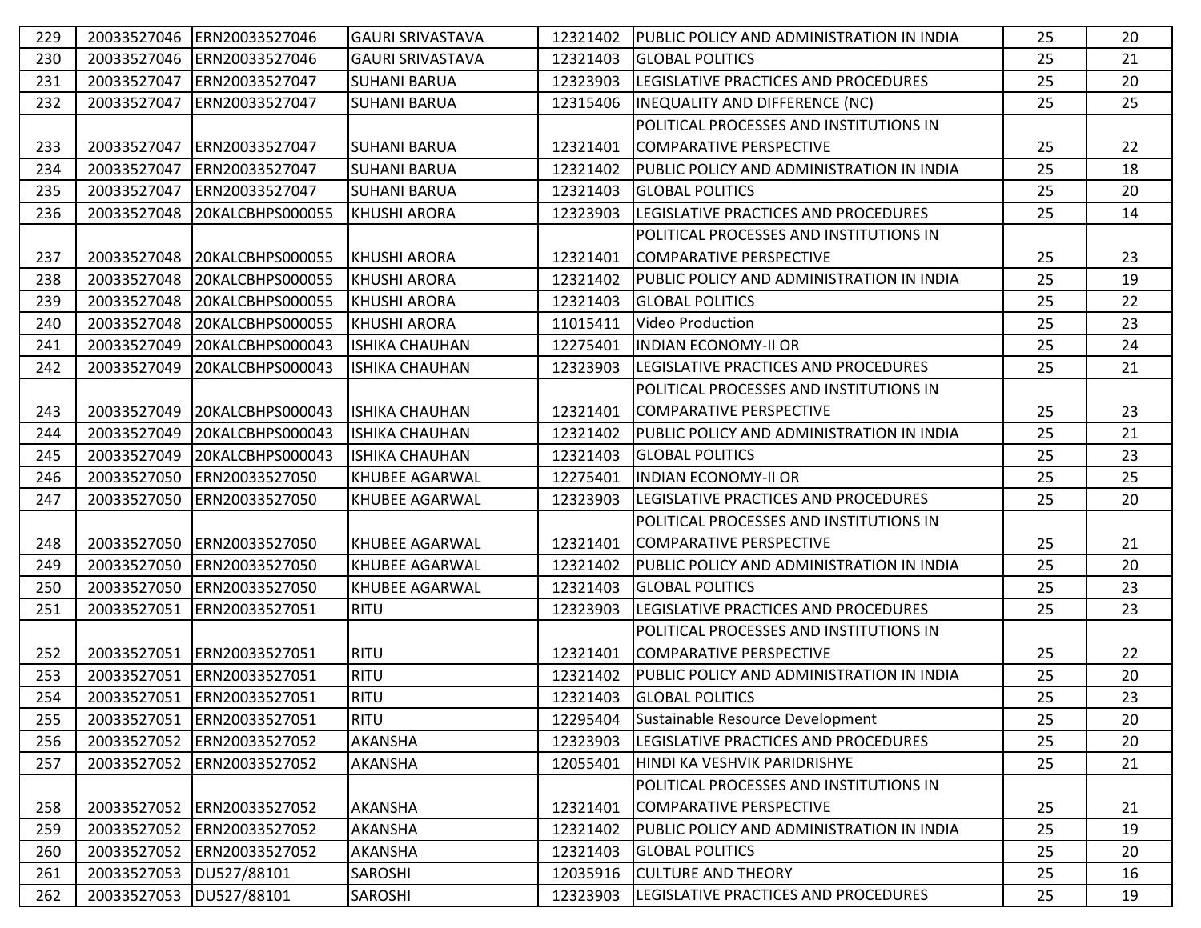| 229 | 20033527046 | ERN20033527046 | GAURI SRIVASTAVA | 12321402 | PUBLIC POLICY AND ADMINISTRATION IN INDIA | 25 | 20 |
|---|---|---|---|---|---|---|---|
| 230 | 20033527046 | ERN20033527046 | GAURI SRIVASTAVA | 12321403 | GLOBAL POLITICS | 25 | 21 |
| 231 | 20033527047 | ERN20033527047 | SUHANI BARUA | 12323903 | LEGISLATIVE PRACTICES AND PROCEDURES | 25 | 20 |
| 232 | 20033527047 | ERN20033527047 | SUHANI BARUA | 12315406 | INEQUALITY AND DIFFERENCE (NC) | 25 | 25 |
| 233 | 20033527047 | ERN20033527047 | SUHANI BARUA | 12321401 | POLITICAL PROCESSES AND INSTITUTIONS IN COMPARATIVE PERSPECTIVE | 25 | 22 |
| 234 | 20033527047 | ERN20033527047 | SUHANI BARUA | 12321402 | PUBLIC POLICY AND ADMINISTRATION IN INDIA | 25 | 18 |
| 235 | 20033527047 | ERN20033527047 | SUHANI BARUA | 12321403 | GLOBAL POLITICS | 25 | 20 |
| 236 | 20033527048 | 20KALCBHPS000055 | KHUSHI ARORA | 12323903 | LEGISLATIVE PRACTICES AND PROCEDURES | 25 | 14 |
| 237 | 20033527048 | 20KALCBHPS000055 | KHUSHI ARORA | 12321401 | POLITICAL PROCESSES AND INSTITUTIONS IN COMPARATIVE PERSPECTIVE | 25 | 23 |
| 238 | 20033527048 | 20KALCBHPS000055 | KHUSHI ARORA | 12321402 | PUBLIC POLICY AND ADMINISTRATION IN INDIA | 25 | 19 |
| 239 | 20033527048 | 20KALCBHPS000055 | KHUSHI ARORA | 12321403 | GLOBAL POLITICS | 25 | 22 |
| 240 | 20033527048 | 20KALCBHPS000055 | KHUSHI ARORA | 11015411 | Video Production | 25 | 23 |
| 241 | 20033527049 | 20KALCBHPS000043 | ISHIKA CHAUHAN | 12275401 | INDIAN ECONOMY-II OR | 25 | 24 |
| 242 | 20033527049 | 20KALCBHPS000043 | ISHIKA CHAUHAN | 12323903 | LEGISLATIVE PRACTICES AND PROCEDURES | 25 | 21 |
| 243 | 20033527049 | 20KALCBHPS000043 | ISHIKA CHAUHAN | 12321401 | POLITICAL PROCESSES AND INSTITUTIONS IN COMPARATIVE PERSPECTIVE | 25 | 23 |
| 244 | 20033527049 | 20KALCBHPS000043 | ISHIKA CHAUHAN | 12321402 | PUBLIC POLICY AND ADMINISTRATION IN INDIA | 25 | 21 |
| 245 | 20033527049 | 20KALCBHPS000043 | ISHIKA CHAUHAN | 12321403 | GLOBAL POLITICS | 25 | 23 |
| 246 | 20033527050 | ERN20033527050 | KHUBEE AGARWAL | 12275401 | INDIAN ECONOMY-II OR | 25 | 25 |
| 247 | 20033527050 | ERN20033527050 | KHUBEE AGARWAL | 12323903 | LEGISLATIVE PRACTICES AND PROCEDURES | 25 | 20 |
| 248 | 20033527050 | ERN20033527050 | KHUBEE AGARWAL | 12321401 | POLITICAL PROCESSES AND INSTITUTIONS IN COMPARATIVE PERSPECTIVE | 25 | 21 |
| 249 | 20033527050 | ERN20033527050 | KHUBEE AGARWAL | 12321402 | PUBLIC POLICY AND ADMINISTRATION IN INDIA | 25 | 20 |
| 250 | 20033527050 | ERN20033527050 | KHUBEE AGARWAL | 12321403 | GLOBAL POLITICS | 25 | 23 |
| 251 | 20033527051 | ERN20033527051 | RITU | 12323903 | LEGISLATIVE PRACTICES AND PROCEDURES | 25 | 23 |
| 252 | 20033527051 | ERN20033527051 | RITU | 12321401 | POLITICAL PROCESSES AND INSTITUTIONS IN COMPARATIVE PERSPECTIVE | 25 | 22 |
| 253 | 20033527051 | ERN20033527051 | RITU | 12321402 | PUBLIC POLICY AND ADMINISTRATION IN INDIA | 25 | 20 |
| 254 | 20033527051 | ERN20033527051 | RITU | 12321403 | GLOBAL POLITICS | 25 | 23 |
| 255 | 20033527051 | ERN20033527051 | RITU | 12295404 | Sustainable Resource Development | 25 | 20 |
| 256 | 20033527052 | ERN20033527052 | AKANSHA | 12323903 | LEGISLATIVE PRACTICES AND PROCEDURES | 25 | 20 |
| 257 | 20033527052 | ERN20033527052 | AKANSHA | 12055401 | HINDI KA VESHVIK PARIDRISHYE | 25 | 21 |
| 258 | 20033527052 | ERN20033527052 | AKANSHA | 12321401 | POLITICAL PROCESSES AND INSTITUTIONS IN COMPARATIVE PERSPECTIVE | 25 | 21 |
| 259 | 20033527052 | ERN20033527052 | AKANSHA | 12321402 | PUBLIC POLICY AND ADMINISTRATION IN INDIA | 25 | 19 |
| 260 | 20033527052 | ERN20033527052 | AKANSHA | 12321403 | GLOBAL POLITICS | 25 | 20 |
| 261 | 20033527053 | DU527/88101 | SAROSHI | 12035916 | CULTURE AND THEORY | 25 | 16 |
| 262 | 20033527053 | DU527/88101 | SAROSHI | 12323903 | LEGISLATIVE PRACTICES AND PROCEDURES | 25 | 19 |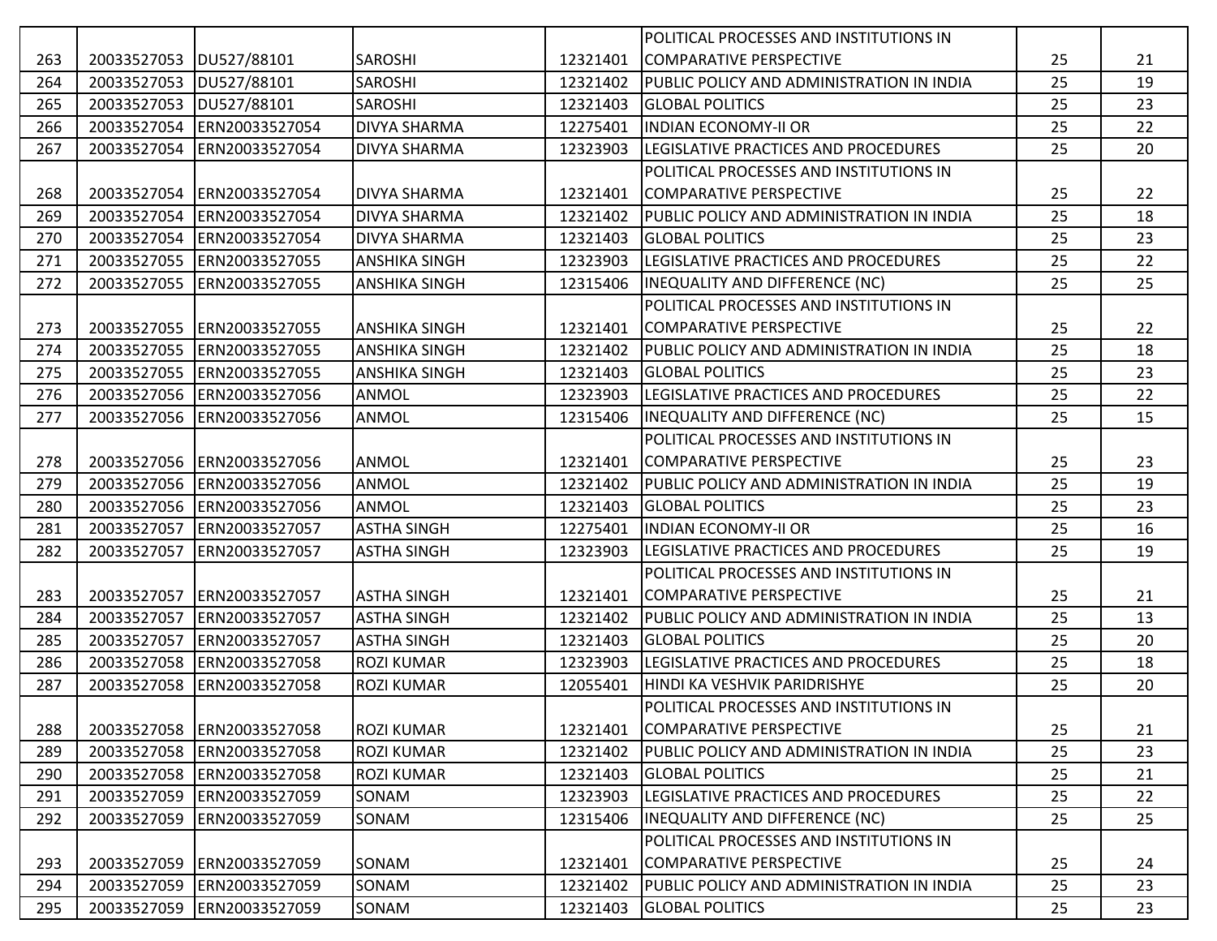| 263 | 20033527053 | DU527/88101 | SAROSHI | 12321401 | POLITICAL PROCESSES AND INSTITUTIONS IN COMPARATIVE PERSPECTIVE | 25 | 21 |
|---|---|---|---|---|---|---|---|
| 264 | 20033527053 | DU527/88101 | SAROSHI | 12321402 | PUBLIC POLICY AND ADMINISTRATION IN INDIA | 25 | 19 |
| 265 | 20033527053 | DU527/88101 | SAROSHI | 12321403 | GLOBAL POLITICS | 25 | 23 |
| 266 | 20033527054 | ERN20033527054 | DIVYA SHARMA | 12275401 | INDIAN ECONOMY-II OR | 25 | 22 |
| 267 | 20033527054 | ERN20033527054 | DIVYA SHARMA | 12323903 | LEGISLATIVE PRACTICES AND PROCEDURES | 25 | 20 |
| 268 | 20033527054 | ERN20033527054 | DIVYA SHARMA | 12321401 | POLITICAL PROCESSES AND INSTITUTIONS IN COMPARATIVE PERSPECTIVE | 25 | 22 |
| 269 | 20033527054 | ERN20033527054 | DIVYA SHARMA | 12321402 | PUBLIC POLICY AND ADMINISTRATION IN INDIA | 25 | 18 |
| 270 | 20033527054 | ERN20033527054 | DIVYA SHARMA | 12321403 | GLOBAL POLITICS | 25 | 23 |
| 271 | 20033527055 | ERN20033527055 | ANSHIKA SINGH | 12323903 | LEGISLATIVE PRACTICES AND PROCEDURES | 25 | 22 |
| 272 | 20033527055 | ERN20033527055 | ANSHIKA SINGH | 12315406 | INEQUALITY AND DIFFERENCE (NC) | 25 | 25 |
| 273 | 20033527055 | ERN20033527055 | ANSHIKA SINGH | 12321401 | POLITICAL PROCESSES AND INSTITUTIONS IN COMPARATIVE PERSPECTIVE | 25 | 22 |
| 274 | 20033527055 | ERN20033527055 | ANSHIKA SINGH | 12321402 | PUBLIC POLICY AND ADMINISTRATION IN INDIA | 25 | 18 |
| 275 | 20033527055 | ERN20033527055 | ANSHIKA SINGH | 12321403 | GLOBAL POLITICS | 25 | 23 |
| 276 | 20033527056 | ERN20033527056 | ANMOL | 12323903 | LEGISLATIVE PRACTICES AND PROCEDURES | 25 | 22 |
| 277 | 20033527056 | ERN20033527056 | ANMOL | 12315406 | INEQUALITY AND DIFFERENCE (NC) | 25 | 15 |
| 278 | 20033527056 | ERN20033527056 | ANMOL | 12321401 | POLITICAL PROCESSES AND INSTITUTIONS IN COMPARATIVE PERSPECTIVE | 25 | 23 |
| 279 | 20033527056 | ERN20033527056 | ANMOL | 12321402 | PUBLIC POLICY AND ADMINISTRATION IN INDIA | 25 | 19 |
| 280 | 20033527056 | ERN20033527056 | ANMOL | 12321403 | GLOBAL POLITICS | 25 | 23 |
| 281 | 20033527057 | ERN20033527057 | ASTHA SINGH | 12275401 | INDIAN ECONOMY-II OR | 25 | 16 |
| 282 | 20033527057 | ERN20033527057 | ASTHA SINGH | 12323903 | LEGISLATIVE PRACTICES AND PROCEDURES | 25 | 19 |
| 283 | 20033527057 | ERN20033527057 | ASTHA SINGH | 12321401 | POLITICAL PROCESSES AND INSTITUTIONS IN COMPARATIVE PERSPECTIVE | 25 | 21 |
| 284 | 20033527057 | ERN20033527057 | ASTHA SINGH | 12321402 | PUBLIC POLICY AND ADMINISTRATION IN INDIA | 25 | 13 |
| 285 | 20033527057 | ERN20033527057 | ASTHA SINGH | 12321403 | GLOBAL POLITICS | 25 | 20 |
| 286 | 20033527058 | ERN20033527058 | ROZI KUMAR | 12323903 | LEGISLATIVE PRACTICES AND PROCEDURES | 25 | 18 |
| 287 | 20033527058 | ERN20033527058 | ROZI KUMAR | 12055401 | HINDI KA VESHVIK PARIDRISHYE | 25 | 20 |
| 288 | 20033527058 | ERN20033527058 | ROZI KUMAR | 12321401 | POLITICAL PROCESSES AND INSTITUTIONS IN COMPARATIVE PERSPECTIVE | 25 | 21 |
| 289 | 20033527058 | ERN20033527058 | ROZI KUMAR | 12321402 | PUBLIC POLICY AND ADMINISTRATION IN INDIA | 25 | 23 |
| 290 | 20033527058 | ERN20033527058 | ROZI KUMAR | 12321403 | GLOBAL POLITICS | 25 | 21 |
| 291 | 20033527059 | ERN20033527059 | SONAM | 12323903 | LEGISLATIVE PRACTICES AND PROCEDURES | 25 | 22 |
| 292 | 20033527059 | ERN20033527059 | SONAM | 12315406 | INEQUALITY AND DIFFERENCE (NC) | 25 | 25 |
| 293 | 20033527059 | ERN20033527059 | SONAM | 12321401 | POLITICAL PROCESSES AND INSTITUTIONS IN COMPARATIVE PERSPECTIVE | 25 | 24 |
| 294 | 20033527059 | ERN20033527059 | SONAM | 12321402 | PUBLIC POLICY AND ADMINISTRATION IN INDIA | 25 | 23 |
| 295 | 20033527059 | ERN20033527059 | SONAM | 12321403 | GLOBAL POLITICS | 25 | 23 |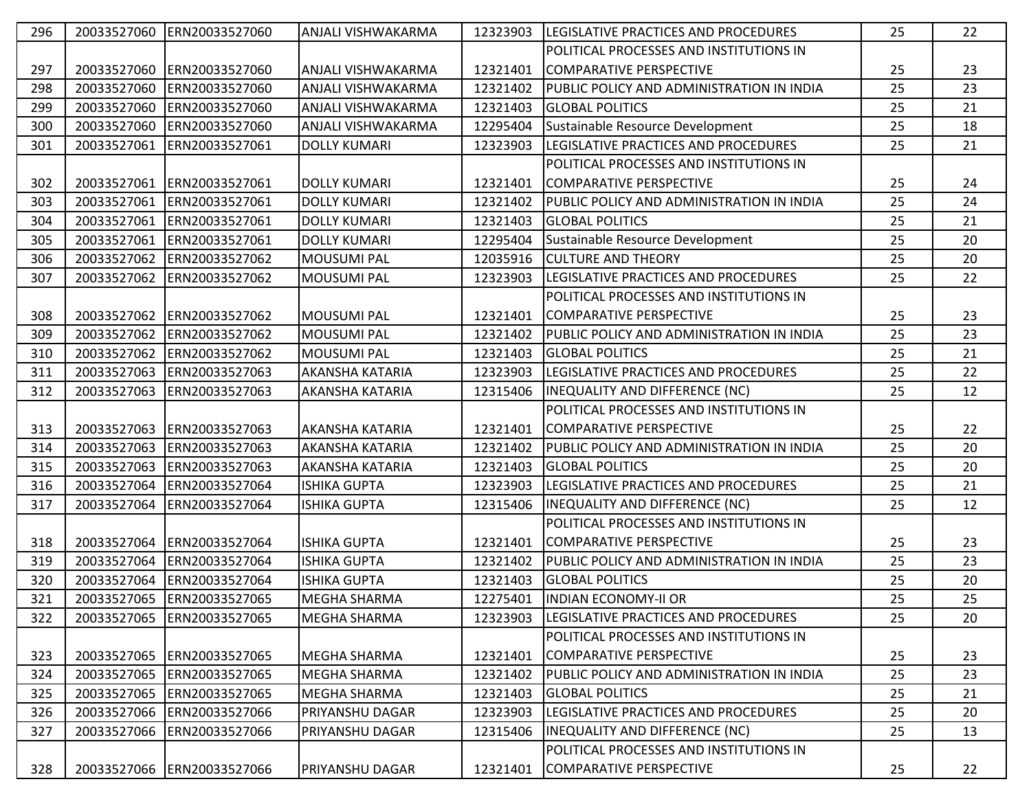| 296 | 20033527060 | ERN20033527060 | ANJALI VISHWAKARMA | 12323903 | LEGISLATIVE PRACTICES AND PROCEDURES | 25 | 22 |
|---|---|---|---|---|---|---|---|
| 297 | 20033527060 | ERN20033527060 | ANJALI VISHWAKARMA | 12321401 | POLITICAL PROCESSES AND INSTITUTIONS IN COMPARATIVE PERSPECTIVE | 25 | 23 |
| 298 | 20033527060 | ERN20033527060 | ANJALI VISHWAKARMA | 12321402 | PUBLIC POLICY AND ADMINISTRATION IN INDIA | 25 | 23 |
| 299 | 20033527060 | ERN20033527060 | ANJALI VISHWAKARMA | 12321403 | GLOBAL POLITICS | 25 | 21 |
| 300 | 20033527060 | ERN20033527060 | ANJALI VISHWAKARMA | 12295404 | Sustainable Resource Development | 25 | 18 |
| 301 | 20033527061 | ERN20033527061 | DOLLY KUMARI | 12323903 | LEGISLATIVE PRACTICES AND PROCEDURES | 25 | 21 |
| 302 | 20033527061 | ERN20033527061 | DOLLY KUMARI | 12321401 | POLITICAL PROCESSES AND INSTITUTIONS IN COMPARATIVE PERSPECTIVE | 25 | 24 |
| 303 | 20033527061 | ERN20033527061 | DOLLY KUMARI | 12321402 | PUBLIC POLICY AND ADMINISTRATION IN INDIA | 25 | 24 |
| 304 | 20033527061 | ERN20033527061 | DOLLY KUMARI | 12321403 | GLOBAL POLITICS | 25 | 21 |
| 305 | 20033527061 | ERN20033527061 | DOLLY KUMARI | 12295404 | Sustainable Resource Development | 25 | 20 |
| 306 | 20033527062 | ERN20033527062 | MOUSUMI PAL | 12035916 | CULTURE AND THEORY | 25 | 20 |
| 307 | 20033527062 | ERN20033527062 | MOUSUMI PAL | 12323903 | LEGISLATIVE PRACTICES AND PROCEDURES | 25 | 22 |
| 308 | 20033527062 | ERN20033527062 | MOUSUMI PAL | 12321401 | POLITICAL PROCESSES AND INSTITUTIONS IN COMPARATIVE PERSPECTIVE | 25 | 23 |
| 309 | 20033527062 | ERN20033527062 | MOUSUMI PAL | 12321402 | PUBLIC POLICY AND ADMINISTRATION IN INDIA | 25 | 23 |
| 310 | 20033527062 | ERN20033527062 | MOUSUMI PAL | 12321403 | GLOBAL POLITICS | 25 | 21 |
| 311 | 20033527063 | ERN20033527063 | AKANSHA KATARIA | 12323903 | LEGISLATIVE PRACTICES AND PROCEDURES | 25 | 22 |
| 312 | 20033527063 | ERN20033527063 | AKANSHA KATARIA | 12315406 | INEQUALITY AND DIFFERENCE (NC) | 25 | 12 |
| 313 | 20033527063 | ERN20033527063 | AKANSHA KATARIA | 12321401 | POLITICAL PROCESSES AND INSTITUTIONS IN COMPARATIVE PERSPECTIVE | 25 | 22 |
| 314 | 20033527063 | ERN20033527063 | AKANSHA KATARIA | 12321402 | PUBLIC POLICY AND ADMINISTRATION IN INDIA | 25 | 20 |
| 315 | 20033527063 | ERN20033527063 | AKANSHA KATARIA | 12321403 | GLOBAL POLITICS | 25 | 20 |
| 316 | 20033527064 | ERN20033527064 | ISHIKA GUPTA | 12323903 | LEGISLATIVE PRACTICES AND PROCEDURES | 25 | 21 |
| 317 | 20033527064 | ERN20033527064 | ISHIKA GUPTA | 12315406 | INEQUALITY AND DIFFERENCE (NC) | 25 | 12 |
| 318 | 20033527064 | ERN20033527064 | ISHIKA GUPTA | 12321401 | POLITICAL PROCESSES AND INSTITUTIONS IN COMPARATIVE PERSPECTIVE | 25 | 23 |
| 319 | 20033527064 | ERN20033527064 | ISHIKA GUPTA | 12321402 | PUBLIC POLICY AND ADMINISTRATION IN INDIA | 25 | 23 |
| 320 | 20033527064 | ERN20033527064 | ISHIKA GUPTA | 12321403 | GLOBAL POLITICS | 25 | 20 |
| 321 | 20033527065 | ERN20033527065 | MEGHA SHARMA | 12275401 | INDIAN ECONOMY-II OR | 25 | 25 |
| 322 | 20033527065 | ERN20033527065 | MEGHA SHARMA | 12323903 | LEGISLATIVE PRACTICES AND PROCEDURES | 25 | 20 |
| 323 | 20033527065 | ERN20033527065 | MEGHA SHARMA | 12321401 | POLITICAL PROCESSES AND INSTITUTIONS IN COMPARATIVE PERSPECTIVE | 25 | 23 |
| 324 | 20033527065 | ERN20033527065 | MEGHA SHARMA | 12321402 | PUBLIC POLICY AND ADMINISTRATION IN INDIA | 25 | 23 |
| 325 | 20033527065 | ERN20033527065 | MEGHA SHARMA | 12321403 | GLOBAL POLITICS | 25 | 21 |
| 326 | 20033527066 | ERN20033527066 | PRIYANSHU DAGAR | 12323903 | LEGISLATIVE PRACTICES AND PROCEDURES | 25 | 20 |
| 327 | 20033527066 | ERN20033527066 | PRIYANSHU DAGAR | 12315406 | INEQUALITY AND DIFFERENCE (NC) | 25 | 13 |
| 328 | 20033527066 | ERN20033527066 | PRIYANSHU DAGAR | 12321401 | POLITICAL PROCESSES AND INSTITUTIONS IN COMPARATIVE PERSPECTIVE | 25 | 22 |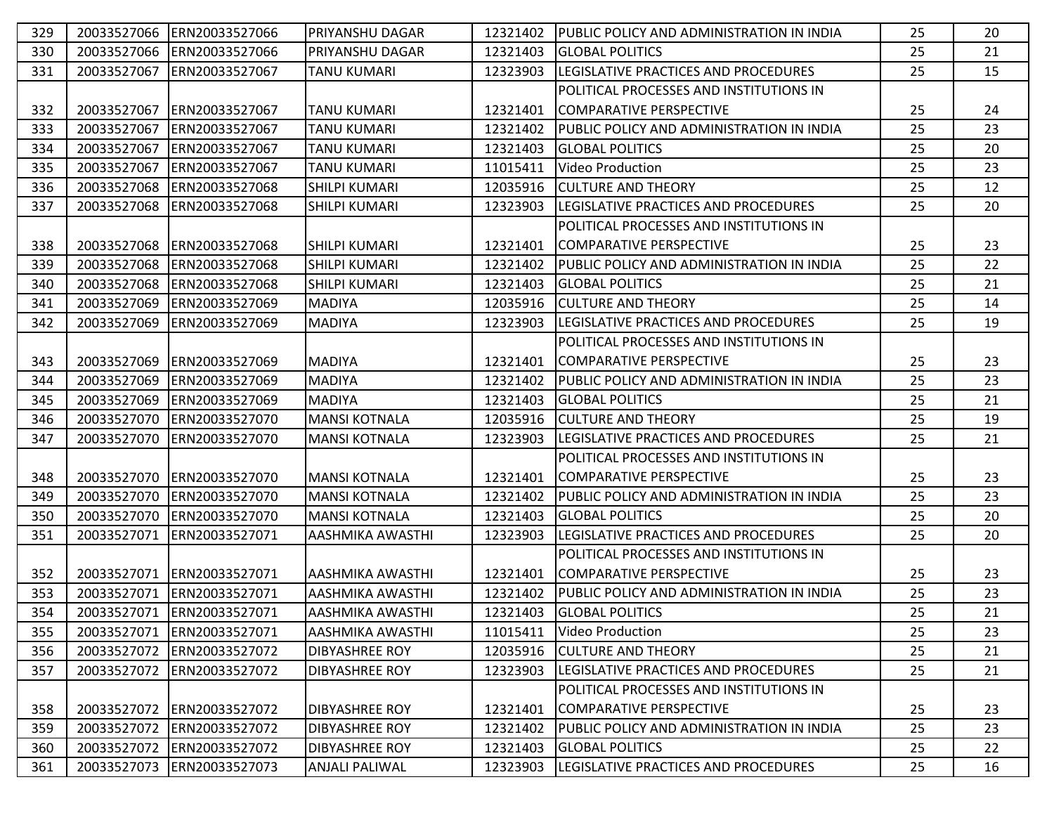| 329 | 20033527066 | ERN20033527066 | PRIYANSHU DAGAR | 12321402 | PUBLIC POLICY AND ADMINISTRATION IN INDIA | 25 | 20 |
|---|---|---|---|---|---|---|---|
| 330 | 20033527066 | ERN20033527066 | PRIYANSHU DAGAR | 12321403 | GLOBAL POLITICS | 25 | 21 |
| 331 | 20033527067 | ERN20033527067 | TANU KUMARI | 12323903 | LEGISLATIVE PRACTICES AND PROCEDURES | 25 | 15 |
| 332 | 20033527067 | ERN20033527067 | TANU KUMARI | 12321401 | POLITICAL PROCESSES AND INSTITUTIONS IN COMPARATIVE PERSPECTIVE | 25 | 24 |
| 333 | 20033527067 | ERN20033527067 | TANU KUMARI | 12321402 | PUBLIC POLICY AND ADMINISTRATION IN INDIA | 25 | 23 |
| 334 | 20033527067 | ERN20033527067 | TANU KUMARI | 12321403 | GLOBAL POLITICS | 25 | 20 |
| 335 | 20033527067 | ERN20033527067 | TANU KUMARI | 11015411 | Video Production | 25 | 23 |
| 336 | 20033527068 | ERN20033527068 | SHILPI KUMARI | 12035916 | CULTURE AND THEORY | 25 | 12 |
| 337 | 20033527068 | ERN20033527068 | SHILPI KUMARI | 12323903 | LEGISLATIVE PRACTICES AND PROCEDURES | 25 | 20 |
| 338 | 20033527068 | ERN20033527068 | SHILPI KUMARI | 12321401 | POLITICAL PROCESSES AND INSTITUTIONS IN COMPARATIVE PERSPECTIVE | 25 | 23 |
| 339 | 20033527068 | ERN20033527068 | SHILPI KUMARI | 12321402 | PUBLIC POLICY AND ADMINISTRATION IN INDIA | 25 | 22 |
| 340 | 20033527068 | ERN20033527068 | SHILPI KUMARI | 12321403 | GLOBAL POLITICS | 25 | 21 |
| 341 | 20033527069 | ERN20033527069 | MADIYA | 12035916 | CULTURE AND THEORY | 25 | 14 |
| 342 | 20033527069 | ERN20033527069 | MADIYA | 12323903 | LEGISLATIVE PRACTICES AND PROCEDURES | 25 | 19 |
| 343 | 20033527069 | ERN20033527069 | MADIYA | 12321401 | POLITICAL PROCESSES AND INSTITUTIONS IN COMPARATIVE PERSPECTIVE | 25 | 23 |
| 344 | 20033527069 | ERN20033527069 | MADIYA | 12321402 | PUBLIC POLICY AND ADMINISTRATION IN INDIA | 25 | 23 |
| 345 | 20033527069 | ERN20033527069 | MADIYA | 12321403 | GLOBAL POLITICS | 25 | 21 |
| 346 | 20033527070 | ERN20033527070 | MANSI KOTNALA | 12035916 | CULTURE AND THEORY | 25 | 19 |
| 347 | 20033527070 | ERN20033527070 | MANSI KOTNALA | 12323903 | LEGISLATIVE PRACTICES AND PROCEDURES | 25 | 21 |
| 348 | 20033527070 | ERN20033527070 | MANSI KOTNALA | 12321401 | POLITICAL PROCESSES AND INSTITUTIONS IN COMPARATIVE PERSPECTIVE | 25 | 23 |
| 349 | 20033527070 | ERN20033527070 | MANSI KOTNALA | 12321402 | PUBLIC POLICY AND ADMINISTRATION IN INDIA | 25 | 23 |
| 350 | 20033527070 | ERN20033527070 | MANSI KOTNALA | 12321403 | GLOBAL POLITICS | 25 | 20 |
| 351 | 20033527071 | ERN20033527071 | AASHMIKA AWASTHI | 12323903 | LEGISLATIVE PRACTICES AND PROCEDURES | 25 | 20 |
| 352 | 20033527071 | ERN20033527071 | AASHMIKA AWASTHI | 12321401 | POLITICAL PROCESSES AND INSTITUTIONS IN COMPARATIVE PERSPECTIVE | 25 | 23 |
| 353 | 20033527071 | ERN20033527071 | AASHMIKA AWASTHI | 12321402 | PUBLIC POLICY AND ADMINISTRATION IN INDIA | 25 | 23 |
| 354 | 20033527071 | ERN20033527071 | AASHMIKA AWASTHI | 12321403 | GLOBAL POLITICS | 25 | 21 |
| 355 | 20033527071 | ERN20033527071 | AASHMIKA AWASTHI | 11015411 | Video Production | 25 | 23 |
| 356 | 20033527072 | ERN20033527072 | DIBYASHREE ROY | 12035916 | CULTURE AND THEORY | 25 | 21 |
| 357 | 20033527072 | ERN20033527072 | DIBYASHREE ROY | 12323903 | LEGISLATIVE PRACTICES AND PROCEDURES | 25 | 21 |
| 358 | 20033527072 | ERN20033527072 | DIBYASHREE ROY | 12321401 | POLITICAL PROCESSES AND INSTITUTIONS IN COMPARATIVE PERSPECTIVE | 25 | 23 |
| 359 | 20033527072 | ERN20033527072 | DIBYASHREE ROY | 12321402 | PUBLIC POLICY AND ADMINISTRATION IN INDIA | 25 | 23 |
| 360 | 20033527072 | ERN20033527072 | DIBYASHREE ROY | 12321403 | GLOBAL POLITICS | 25 | 22 |
| 361 | 20033527073 | ERN20033527073 | ANJALI PALIWAL | 12323903 | LEGISLATIVE PRACTICES AND PROCEDURES | 25 | 16 |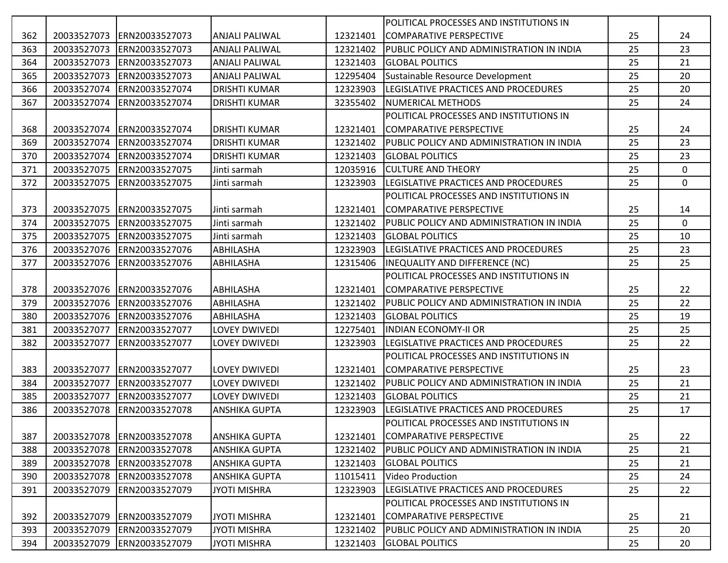| 362 | 20033527073 | ERN20033527073 | ANJALI PALIWAL | 12321401 | POLITICAL PROCESSES AND INSTITUTIONS IN COMPARATIVE PERSPECTIVE | 25 | 24 |
|---|---|---|---|---|---|---|---|
| 363 | 20033527073 | ERN20033527073 | ANJALI PALIWAL | 12321402 | PUBLIC POLICY AND ADMINISTRATION IN INDIA | 25 | 23 |
| 364 | 20033527073 | ERN20033527073 | ANJALI PALIWAL | 12321403 | GLOBAL POLITICS | 25 | 21 |
| 365 | 20033527073 | ERN20033527073 | ANJALI PALIWAL | 12295404 | Sustainable Resource Development | 25 | 20 |
| 366 | 20033527074 | ERN20033527074 | DRISHTI KUMAR | 12323903 | LEGISLATIVE PRACTICES AND PROCEDURES | 25 | 20 |
| 367 | 20033527074 | ERN20033527074 | DRISHTI KUMAR | 32355402 | NUMERICAL METHODS | 25 | 24 |
| 368 | 20033527074 | ERN20033527074 | DRISHTI KUMAR | 12321401 | POLITICAL PROCESSES AND INSTITUTIONS IN COMPARATIVE PERSPECTIVE | 25 | 24 |
| 369 | 20033527074 | ERN20033527074 | DRISHTI KUMAR | 12321402 | PUBLIC POLICY AND ADMINISTRATION IN INDIA | 25 | 23 |
| 370 | 20033527074 | ERN20033527074 | DRISHTI KUMAR | 12321403 | GLOBAL POLITICS | 25 | 23 |
| 371 | 20033527075 | ERN20033527075 | Jinti sarmah | 12035916 | CULTURE AND THEORY | 25 | 0 |
| 372 | 20033527075 | ERN20033527075 | Jinti sarmah | 12323903 | LEGISLATIVE PRACTICES AND PROCEDURES | 25 | 0 |
| 373 | 20033527075 | ERN20033527075 | Jinti sarmah | 12321401 | POLITICAL PROCESSES AND INSTITUTIONS IN COMPARATIVE PERSPECTIVE | 25 | 14 |
| 374 | 20033527075 | ERN20033527075 | Jinti sarmah | 12321402 | PUBLIC POLICY AND ADMINISTRATION IN INDIA | 25 | 0 |
| 375 | 20033527075 | ERN20033527075 | Jinti sarmah | 12321403 | GLOBAL POLITICS | 25 | 10 |
| 376 | 20033527076 | ERN20033527076 | ABHILASHA | 12323903 | LEGISLATIVE PRACTICES AND PROCEDURES | 25 | 23 |
| 377 | 20033527076 | ERN20033527076 | ABHILASHA | 12315406 | INEQUALITY AND DIFFERENCE (NC) | 25 | 25 |
| 378 | 20033527076 | ERN20033527076 | ABHILASHA | 12321401 | POLITICAL PROCESSES AND INSTITUTIONS IN COMPARATIVE PERSPECTIVE | 25 | 22 |
| 379 | 20033527076 | ERN20033527076 | ABHILASHA | 12321402 | PUBLIC POLICY AND ADMINISTRATION IN INDIA | 25 | 22 |
| 380 | 20033527076 | ERN20033527076 | ABHILASHA | 12321403 | GLOBAL POLITICS | 25 | 19 |
| 381 | 20033527077 | ERN20033527077 | LOVEY DWIVEDI | 12275401 | INDIAN ECONOMY-II OR | 25 | 25 |
| 382 | 20033527077 | ERN20033527077 | LOVEY DWIVEDI | 12323903 | LEGISLATIVE PRACTICES AND PROCEDURES | 25 | 22 |
| 383 | 20033527077 | ERN20033527077 | LOVEY DWIVEDI | 12321401 | POLITICAL PROCESSES AND INSTITUTIONS IN COMPARATIVE PERSPECTIVE | 25 | 23 |
| 384 | 20033527077 | ERN20033527077 | LOVEY DWIVEDI | 12321402 | PUBLIC POLICY AND ADMINISTRATION IN INDIA | 25 | 21 |
| 385 | 20033527077 | ERN20033527077 | LOVEY DWIVEDI | 12321403 | GLOBAL POLITICS | 25 | 21 |
| 386 | 20033527078 | ERN20033527078 | ANSHIKA GUPTA | 12323903 | LEGISLATIVE PRACTICES AND PROCEDURES | 25 | 17 |
| 387 | 20033527078 | ERN20033527078 | ANSHIKA GUPTA | 12321401 | POLITICAL PROCESSES AND INSTITUTIONS IN COMPARATIVE PERSPECTIVE | 25 | 22 |
| 388 | 20033527078 | ERN20033527078 | ANSHIKA GUPTA | 12321402 | PUBLIC POLICY AND ADMINISTRATION IN INDIA | 25 | 21 |
| 389 | 20033527078 | ERN20033527078 | ANSHIKA GUPTA | 12321403 | GLOBAL POLITICS | 25 | 21 |
| 390 | 20033527078 | ERN20033527078 | ANSHIKA GUPTA | 11015411 | Video Production | 25 | 24 |
| 391 | 20033527079 | ERN20033527079 | JYOTI MISHRA | 12323903 | LEGISLATIVE PRACTICES AND PROCEDURES | 25 | 22 |
| 392 | 20033527079 | ERN20033527079 | JYOTI MISHRA | 12321401 | POLITICAL PROCESSES AND INSTITUTIONS IN COMPARATIVE PERSPECTIVE | 25 | 21 |
| 393 | 20033527079 | ERN20033527079 | JYOTI MISHRA | 12321402 | PUBLIC POLICY AND ADMINISTRATION IN INDIA | 25 | 20 |
| 394 | 20033527079 | ERN20033527079 | JYOTI MISHRA | 12321403 | GLOBAL POLITICS | 25 | 20 |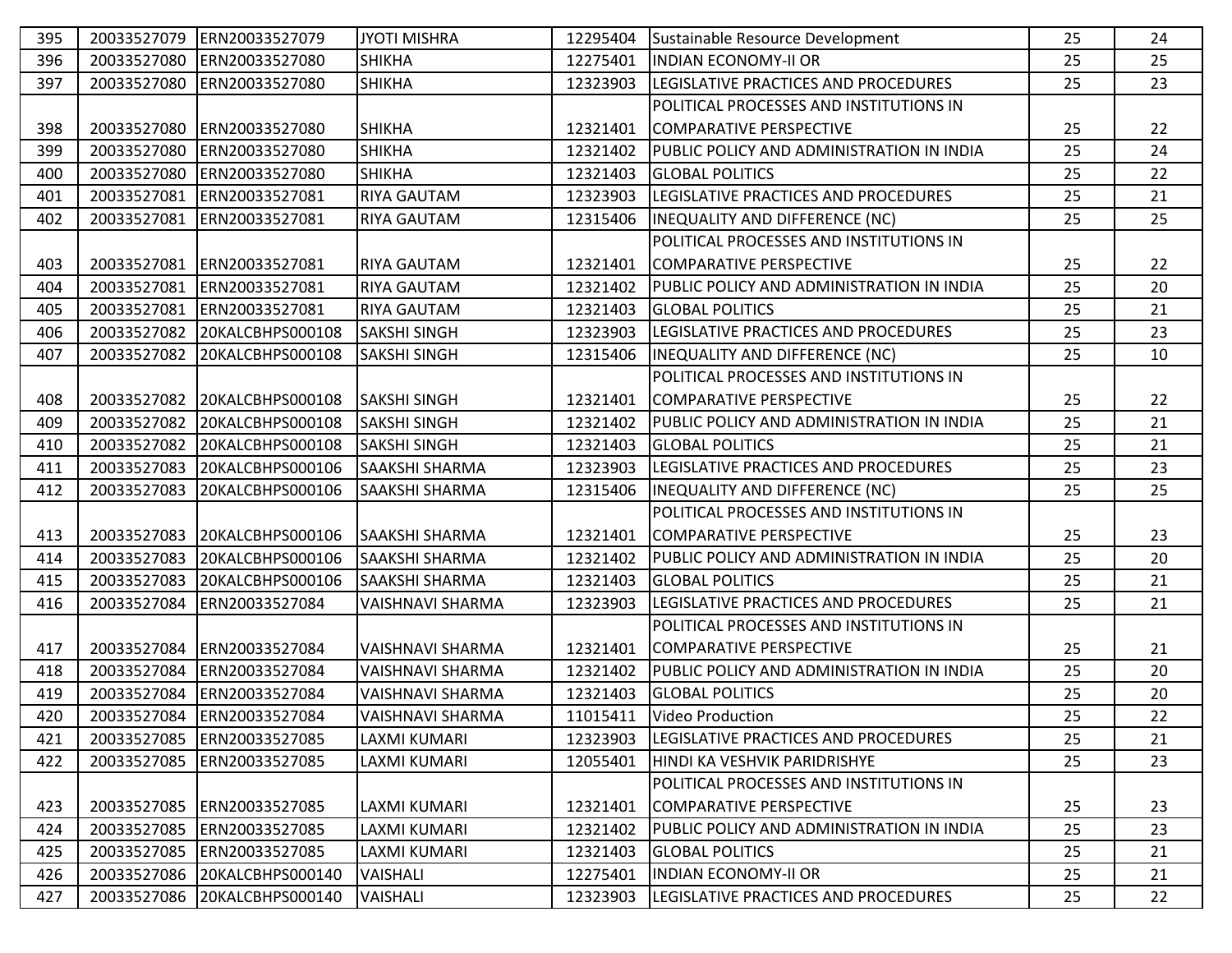| 395 | 20033527079 | ERN20033527079 | JYOTI MISHRA | 12295404 | Sustainable Resource Development | 25 | 24 |
|---|---|---|---|---|---|---|---|
| 396 | 20033527080 | ERN20033527080 | SHIKHA | 12275401 | INDIAN ECONOMY-II OR | 25 | 25 |
| 397 | 20033527080 | ERN20033527080 | SHIKHA | 12323903 | LEGISLATIVE PRACTICES AND PROCEDURES | 25 | 23 |
| 398 | 20033527080 | ERN20033527080 | SHIKHA | 12321401 | POLITICAL PROCESSES AND INSTITUTIONS IN COMPARATIVE PERSPECTIVE | 25 | 22 |
| 399 | 20033527080 | ERN20033527080 | SHIKHA | 12321402 | PUBLIC POLICY AND ADMINISTRATION IN INDIA | 25 | 24 |
| 400 | 20033527080 | ERN20033527080 | SHIKHA | 12321403 | GLOBAL POLITICS | 25 | 22 |
| 401 | 20033527081 | ERN20033527081 | RIYA GAUTAM | 12323903 | LEGISLATIVE PRACTICES AND PROCEDURES | 25 | 21 |
| 402 | 20033527081 | ERN20033527081 | RIYA GAUTAM | 12315406 | INEQUALITY AND DIFFERENCE (NC) | 25 | 25 |
| 403 | 20033527081 | ERN20033527081 | RIYA GAUTAM | 12321401 | POLITICAL PROCESSES AND INSTITUTIONS IN COMPARATIVE PERSPECTIVE | 25 | 22 |
| 404 | 20033527081 | ERN20033527081 | RIYA GAUTAM | 12321402 | PUBLIC POLICY AND ADMINISTRATION IN INDIA | 25 | 20 |
| 405 | 20033527081 | ERN20033527081 | RIYA GAUTAM | 12321403 | GLOBAL POLITICS | 25 | 21 |
| 406 | 20033527082 | 20KALCBHPS000108 | SAKSHI SINGH | 12323903 | LEGISLATIVE PRACTICES AND PROCEDURES | 25 | 23 |
| 407 | 20033527082 | 20KALCBHPS000108 | SAKSHI SINGH | 12315406 | INEQUALITY AND DIFFERENCE (NC) | 25 | 10 |
| 408 | 20033527082 | 20KALCBHPS000108 | SAKSHI SINGH | 12321401 | POLITICAL PROCESSES AND INSTITUTIONS IN COMPARATIVE PERSPECTIVE | 25 | 22 |
| 409 | 20033527082 | 20KALCBHPS000108 | SAKSHI SINGH | 12321402 | PUBLIC POLICY AND ADMINISTRATION IN INDIA | 25 | 21 |
| 410 | 20033527082 | 20KALCBHPS000108 | SAKSHI SINGH | 12321403 | GLOBAL POLITICS | 25 | 21 |
| 411 | 20033527083 | 20KALCBHPS000106 | SAAKSHI SHARMA | 12323903 | LEGISLATIVE PRACTICES AND PROCEDURES | 25 | 23 |
| 412 | 20033527083 | 20KALCBHPS000106 | SAAKSHI SHARMA | 12315406 | INEQUALITY AND DIFFERENCE (NC) | 25 | 25 |
| 413 | 20033527083 | 20KALCBHPS000106 | SAAKSHI SHARMA | 12321401 | POLITICAL PROCESSES AND INSTITUTIONS IN COMPARATIVE PERSPECTIVE | 25 | 23 |
| 414 | 20033527083 | 20KALCBHPS000106 | SAAKSHI SHARMA | 12321402 | PUBLIC POLICY AND ADMINISTRATION IN INDIA | 25 | 20 |
| 415 | 20033527083 | 20KALCBHPS000106 | SAAKSHI SHARMA | 12321403 | GLOBAL POLITICS | 25 | 21 |
| 416 | 20033527084 | ERN20033527084 | VAISHNAVI SHARMA | 12323903 | LEGISLATIVE PRACTICES AND PROCEDURES | 25 | 21 |
| 417 | 20033527084 | ERN20033527084 | VAISHNAVI SHARMA | 12321401 | POLITICAL PROCESSES AND INSTITUTIONS IN COMPARATIVE PERSPECTIVE | 25 | 21 |
| 418 | 20033527084 | ERN20033527084 | VAISHNAVI SHARMA | 12321402 | PUBLIC POLICY AND ADMINISTRATION IN INDIA | 25 | 20 |
| 419 | 20033527084 | ERN20033527084 | VAISHNAVI SHARMA | 12321403 | GLOBAL POLITICS | 25 | 20 |
| 420 | 20033527084 | ERN20033527084 | VAISHNAVI SHARMA | 11015411 | Video Production | 25 | 22 |
| 421 | 20033527085 | ERN20033527085 | LAXMI KUMARI | 12323903 | LEGISLATIVE PRACTICES AND PROCEDURES | 25 | 21 |
| 422 | 20033527085 | ERN20033527085 | LAXMI KUMARI | 12055401 | HINDI KA VESHVIK PARIDRISHYE | 25 | 23 |
| 423 | 20033527085 | ERN20033527085 | LAXMI KUMARI | 12321401 | POLITICAL PROCESSES AND INSTITUTIONS IN COMPARATIVE PERSPECTIVE | 25 | 23 |
| 424 | 20033527085 | ERN20033527085 | LAXMI KUMARI | 12321402 | PUBLIC POLICY AND ADMINISTRATION IN INDIA | 25 | 23 |
| 425 | 20033527085 | ERN20033527085 | LAXMI KUMARI | 12321403 | GLOBAL POLITICS | 25 | 21 |
| 426 | 20033527086 | 20KALCBHPS000140 | VAISHALI | 12275401 | INDIAN ECONOMY-II OR | 25 | 21 |
| 427 | 20033527086 | 20KALCBHPS000140 | VAISHALI | 12323903 | LEGISLATIVE PRACTICES AND PROCEDURES | 25 | 22 |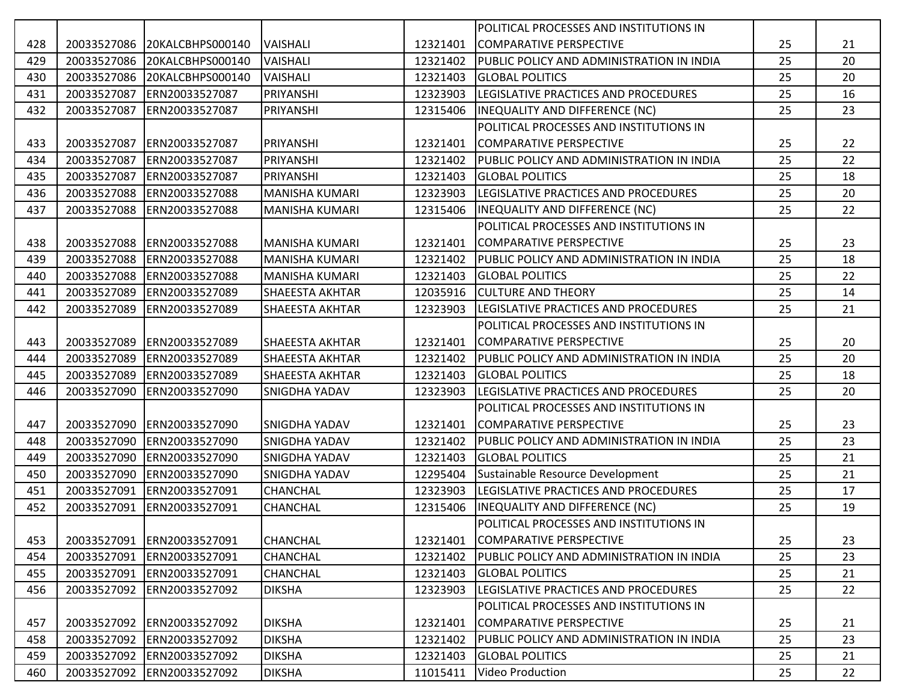| 428 | 20033527086 | 20KALCBHPS000140 | VAISHALI | 12321401 | POLITICAL PROCESSES AND INSTITUTIONS IN COMPARATIVE PERSPECTIVE | 25 | 21 |
|---|---|---|---|---|---|---|---|
| 429 | 20033527086 | 20KALCBHPS000140 | VAISHALI | 12321402 | PUBLIC POLICY AND ADMINISTRATION IN INDIA | 25 | 20 |
| 430 | 20033527086 | 20KALCBHPS000140 | VAISHALI | 12321403 | GLOBAL POLITICS | 25 | 20 |
| 431 | 20033527087 | ERN20033527087 | PRIYANSHI | 12323903 | LEGISLATIVE PRACTICES AND PROCEDURES | 25 | 16 |
| 432 | 20033527087 | ERN20033527087 | PRIYANSHI | 12315406 | INEQUALITY AND DIFFERENCE (NC) | 25 | 23 |
| 433 | 20033527087 | ERN20033527087 | PRIYANSHI | 12321401 | POLITICAL PROCESSES AND INSTITUTIONS IN COMPARATIVE PERSPECTIVE | 25 | 22 |
| 434 | 20033527087 | ERN20033527087 | PRIYANSHI | 12321402 | PUBLIC POLICY AND ADMINISTRATION IN INDIA | 25 | 22 |
| 435 | 20033527087 | ERN20033527087 | PRIYANSHI | 12321403 | GLOBAL POLITICS | 25 | 18 |
| 436 | 20033527088 | ERN20033527088 | MANISHA KUMARI | 12323903 | LEGISLATIVE PRACTICES AND PROCEDURES | 25 | 20 |
| 437 | 20033527088 | ERN20033527088 | MANISHA KUMARI | 12315406 | INEQUALITY AND DIFFERENCE (NC) | 25 | 22 |
| 438 | 20033527088 | ERN20033527088 | MANISHA KUMARI | 12321401 | POLITICAL PROCESSES AND INSTITUTIONS IN COMPARATIVE PERSPECTIVE | 25 | 23 |
| 439 | 20033527088 | ERN20033527088 | MANISHA KUMARI | 12321402 | PUBLIC POLICY AND ADMINISTRATION IN INDIA | 25 | 18 |
| 440 | 20033527088 | ERN20033527088 | MANISHA KUMARI | 12321403 | GLOBAL POLITICS | 25 | 22 |
| 441 | 20033527089 | ERN20033527089 | SHAEESTA AKHTAR | 12035916 | CULTURE AND THEORY | 25 | 14 |
| 442 | 20033527089 | ERN20033527089 | SHAEESTA AKHTAR | 12323903 | LEGISLATIVE PRACTICES AND PROCEDURES | 25 | 21 |
| 443 | 20033527089 | ERN20033527089 | SHAEESTA AKHTAR | 12321401 | POLITICAL PROCESSES AND INSTITUTIONS IN COMPARATIVE PERSPECTIVE | 25 | 20 |
| 444 | 20033527089 | ERN20033527089 | SHAEESTA AKHTAR | 12321402 | PUBLIC POLICY AND ADMINISTRATION IN INDIA | 25 | 20 |
| 445 | 20033527089 | ERN20033527089 | SHAEESTA AKHTAR | 12321403 | GLOBAL POLITICS | 25 | 18 |
| 446 | 20033527090 | ERN20033527090 | SNIGDHA YADAV | 12323903 | LEGISLATIVE PRACTICES AND PROCEDURES | 25 | 20 |
| 447 | 20033527090 | ERN20033527090 | SNIGDHA YADAV | 12321401 | POLITICAL PROCESSES AND INSTITUTIONS IN COMPARATIVE PERSPECTIVE | 25 | 23 |
| 448 | 20033527090 | ERN20033527090 | SNIGDHA YADAV | 12321402 | PUBLIC POLICY AND ADMINISTRATION IN INDIA | 25 | 23 |
| 449 | 20033527090 | ERN20033527090 | SNIGDHA YADAV | 12321403 | GLOBAL POLITICS | 25 | 21 |
| 450 | 20033527090 | ERN20033527090 | SNIGDHA YADAV | 12295404 | Sustainable Resource Development | 25 | 21 |
| 451 | 20033527091 | ERN20033527091 | CHANCHAL | 12323903 | LEGISLATIVE PRACTICES AND PROCEDURES | 25 | 17 |
| 452 | 20033527091 | ERN20033527091 | CHANCHAL | 12315406 | INEQUALITY AND DIFFERENCE (NC) | 25 | 19 |
| 453 | 20033527091 | ERN20033527091 | CHANCHAL | 12321401 | POLITICAL PROCESSES AND INSTITUTIONS IN COMPARATIVE PERSPECTIVE | 25 | 23 |
| 454 | 20033527091 | ERN20033527091 | CHANCHAL | 12321402 | PUBLIC POLICY AND ADMINISTRATION IN INDIA | 25 | 23 |
| 455 | 20033527091 | ERN20033527091 | CHANCHAL | 12321403 | GLOBAL POLITICS | 25 | 21 |
| 456 | 20033527092 | ERN20033527092 | DIKSHA | 12323903 | LEGISLATIVE PRACTICES AND PROCEDURES | 25 | 22 |
| 457 | 20033527092 | ERN20033527092 | DIKSHA | 12321401 | POLITICAL PROCESSES AND INSTITUTIONS IN COMPARATIVE PERSPECTIVE | 25 | 21 |
| 458 | 20033527092 | ERN20033527092 | DIKSHA | 12321402 | PUBLIC POLICY AND ADMINISTRATION IN INDIA | 25 | 23 |
| 459 | 20033527092 | ERN20033527092 | DIKSHA | 12321403 | GLOBAL POLITICS | 25 | 21 |
| 460 | 20033527092 | ERN20033527092 | DIKSHA | 11015411 | Video Production | 25 | 22 |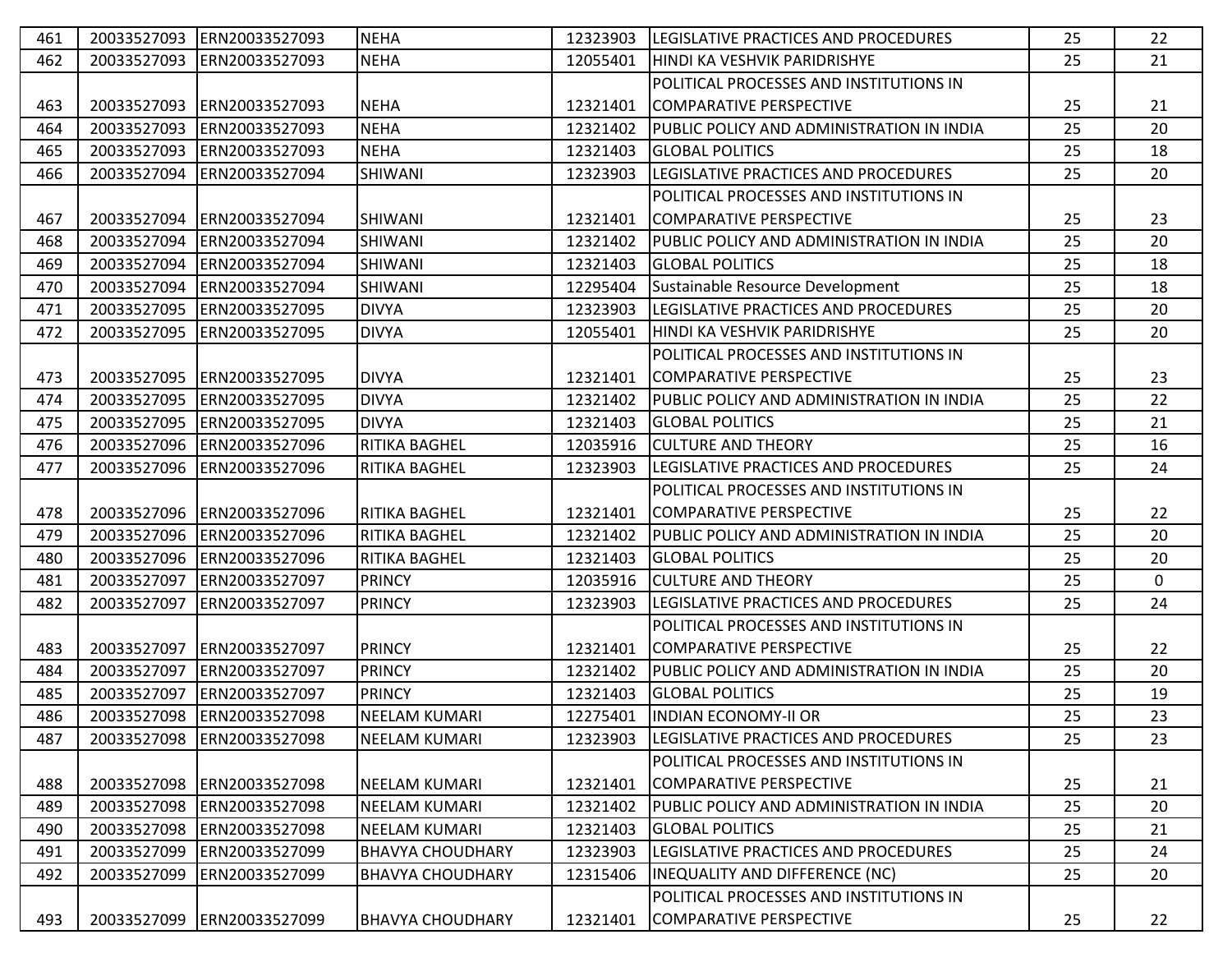| 461 | 20033527093 | ERN20033527093 | NEHA | 12323903 | LEGISLATIVE PRACTICES AND PROCEDURES | 25 | 22 |
|---|---|---|---|---|---|---|---|
| 462 | 20033527093 | ERN20033527093 | NEHA | 12055401 | HINDI KA VESHVIK PARIDRISHYE | 25 | 21 |
| 463 | 20033527093 | ERN20033527093 | NEHA | 12321401 | POLITICAL PROCESSES AND INSTITUTIONS IN COMPARATIVE PERSPECTIVE | 25 | 21 |
| 464 | 20033527093 | ERN20033527093 | NEHA | 12321402 | PUBLIC POLICY AND ADMINISTRATION IN INDIA | 25 | 20 |
| 465 | 20033527093 | ERN20033527093 | NEHA | 12321403 | GLOBAL POLITICS | 25 | 18 |
| 466 | 20033527094 | ERN20033527094 | SHIWANI | 12323903 | LEGISLATIVE PRACTICES AND PROCEDURES | 25 | 20 |
| 467 | 20033527094 | ERN20033527094 | SHIWANI | 12321401 | POLITICAL PROCESSES AND INSTITUTIONS IN COMPARATIVE PERSPECTIVE | 25 | 23 |
| 468 | 20033527094 | ERN20033527094 | SHIWANI | 12321402 | PUBLIC POLICY AND ADMINISTRATION IN INDIA | 25 | 20 |
| 469 | 20033527094 | ERN20033527094 | SHIWANI | 12321403 | GLOBAL POLITICS | 25 | 18 |
| 470 | 20033527094 | ERN20033527094 | SHIWANI | 12295404 | Sustainable Resource Development | 25 | 18 |
| 471 | 20033527095 | ERN20033527095 | DIVYA | 12323903 | LEGISLATIVE PRACTICES AND PROCEDURES | 25 | 20 |
| 472 | 20033527095 | ERN20033527095 | DIVYA | 12055401 | HINDI KA VESHVIK PARIDRISHYE | 25 | 20 |
| 473 | 20033527095 | ERN20033527095 | DIVYA | 12321401 | POLITICAL PROCESSES AND INSTITUTIONS IN COMPARATIVE PERSPECTIVE | 25 | 23 |
| 474 | 20033527095 | ERN20033527095 | DIVYA | 12321402 | PUBLIC POLICY AND ADMINISTRATION IN INDIA | 25 | 22 |
| 475 | 20033527095 | ERN20033527095 | DIVYA | 12321403 | GLOBAL POLITICS | 25 | 21 |
| 476 | 20033527096 | ERN20033527096 | RITIKA BAGHEL | 12035916 | CULTURE AND THEORY | 25 | 16 |
| 477 | 20033527096 | ERN20033527096 | RITIKA BAGHEL | 12323903 | LEGISLATIVE PRACTICES AND PROCEDURES | 25 | 24 |
| 478 | 20033527096 | ERN20033527096 | RITIKA BAGHEL | 12321401 | POLITICAL PROCESSES AND INSTITUTIONS IN COMPARATIVE PERSPECTIVE | 25 | 22 |
| 479 | 20033527096 | ERN20033527096 | RITIKA BAGHEL | 12321402 | PUBLIC POLICY AND ADMINISTRATION IN INDIA | 25 | 20 |
| 480 | 20033527096 | ERN20033527096 | RITIKA BAGHEL | 12321403 | GLOBAL POLITICS | 25 | 20 |
| 481 | 20033527097 | ERN20033527097 | PRINCY | 12035916 | CULTURE AND THEORY | 25 | 0 |
| 482 | 20033527097 | ERN20033527097 | PRINCY | 12323903 | LEGISLATIVE PRACTICES AND PROCEDURES | 25 | 24 |
| 483 | 20033527097 | ERN20033527097 | PRINCY | 12321401 | POLITICAL PROCESSES AND INSTITUTIONS IN COMPARATIVE PERSPECTIVE | 25 | 22 |
| 484 | 20033527097 | ERN20033527097 | PRINCY | 12321402 | PUBLIC POLICY AND ADMINISTRATION IN INDIA | 25 | 20 |
| 485 | 20033527097 | ERN20033527097 | PRINCY | 12321403 | GLOBAL POLITICS | 25 | 19 |
| 486 | 20033527098 | ERN20033527098 | NEELAM KUMARI | 12275401 | INDIAN ECONOMY-II OR | 25 | 23 |
| 487 | 20033527098 | ERN20033527098 | NEELAM KUMARI | 12323903 | LEGISLATIVE PRACTICES AND PROCEDURES | 25 | 23 |
| 488 | 20033527098 | ERN20033527098 | NEELAM KUMARI | 12321401 | POLITICAL PROCESSES AND INSTITUTIONS IN COMPARATIVE PERSPECTIVE | 25 | 21 |
| 489 | 20033527098 | ERN20033527098 | NEELAM KUMARI | 12321402 | PUBLIC POLICY AND ADMINISTRATION IN INDIA | 25 | 20 |
| 490 | 20033527098 | ERN20033527098 | NEELAM KUMARI | 12321403 | GLOBAL POLITICS | 25 | 21 |
| 491 | 20033527099 | ERN20033527099 | BHAVYA CHOUDHARY | 12323903 | LEGISLATIVE PRACTICES AND PROCEDURES | 25 | 24 |
| 492 | 20033527099 | ERN20033527099 | BHAVYA CHOUDHARY | 12315406 | INEQUALITY AND DIFFERENCE (NC) | 25 | 20 |
| 493 | 20033527099 | ERN20033527099 | BHAVYA CHOUDHARY | 12321401 | POLITICAL PROCESSES AND INSTITUTIONS IN COMPARATIVE PERSPECTIVE | 25 | 22 |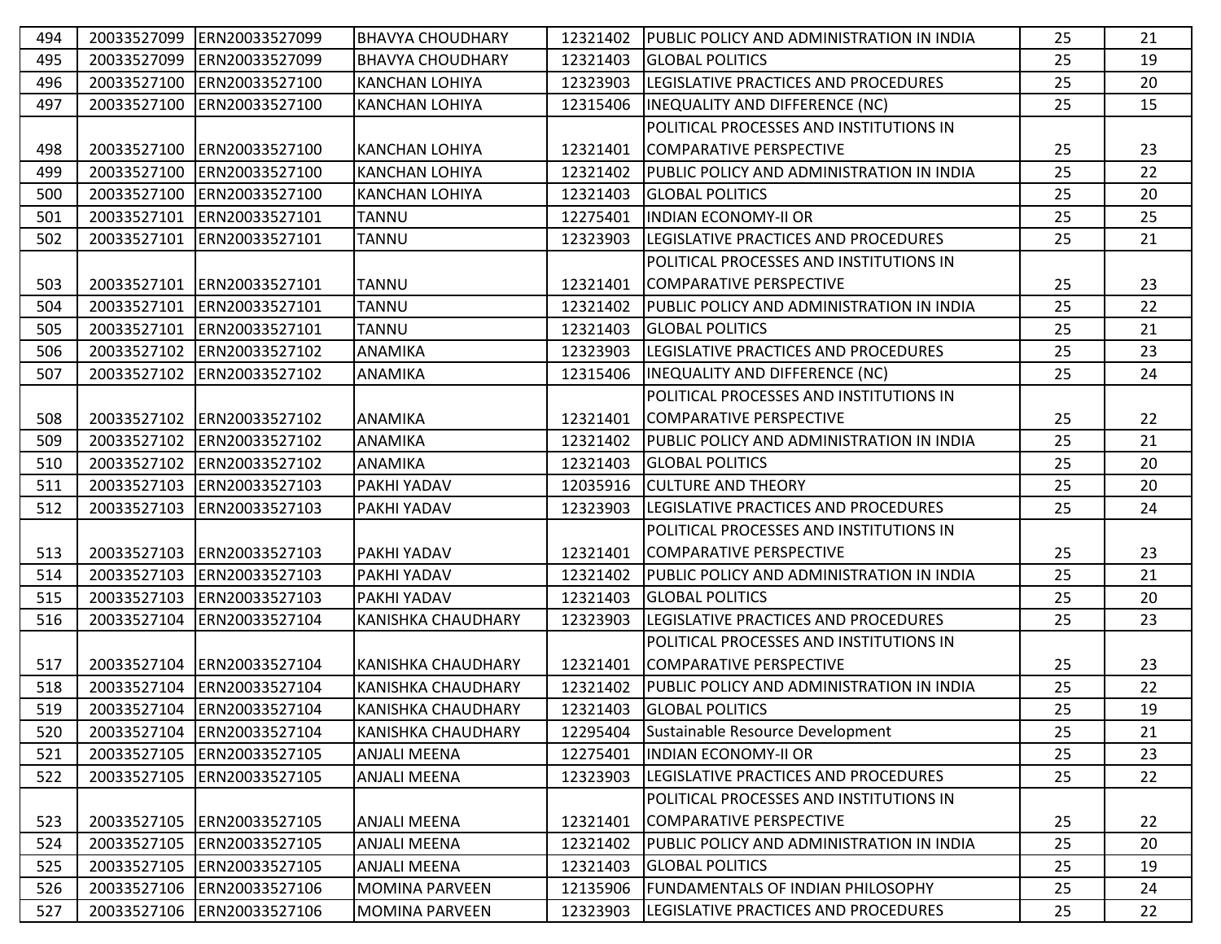| 494 | 20033527099 | ERN20033527099 | BHAVYA CHOUDHARY | 12321402 | PUBLIC POLICY AND ADMINISTRATION IN INDIA | 25 | 21 |
|---|---|---|---|---|---|---|---|
| 495 | 20033527099 | ERN20033527099 | BHAVYA CHOUDHARY | 12321403 | GLOBAL POLITICS | 25 | 19 |
| 496 | 20033527100 | ERN20033527100 | KANCHAN LOHIYA | 12323903 | LEGISLATIVE PRACTICES AND PROCEDURES | 25 | 20 |
| 497 | 20033527100 | ERN20033527100 | KANCHAN LOHIYA | 12315406 | INEQUALITY AND DIFFERENCE (NC) | 25 | 15 |
| 498 | 20033527100 | ERN20033527100 | KANCHAN LOHIYA | 12321401 | POLITICAL PROCESSES AND INSTITUTIONS IN COMPARATIVE PERSPECTIVE | 25 | 23 |
| 499 | 20033527100 | ERN20033527100 | KANCHAN LOHIYA | 12321402 | PUBLIC POLICY AND ADMINISTRATION IN INDIA | 25 | 22 |
| 500 | 20033527100 | ERN20033527100 | KANCHAN LOHIYA | 12321403 | GLOBAL POLITICS | 25 | 20 |
| 501 | 20033527101 | ERN20033527101 | TANNU | 12275401 | INDIAN ECONOMY-II OR | 25 | 25 |
| 502 | 20033527101 | ERN20033527101 | TANNU | 12323903 | LEGISLATIVE PRACTICES AND PROCEDURES | 25 | 21 |
| 503 | 20033527101 | ERN20033527101 | TANNU | 12321401 | POLITICAL PROCESSES AND INSTITUTIONS IN COMPARATIVE PERSPECTIVE | 25 | 23 |
| 504 | 20033527101 | ERN20033527101 | TANNU | 12321402 | PUBLIC POLICY AND ADMINISTRATION IN INDIA | 25 | 22 |
| 505 | 20033527101 | ERN20033527101 | TANNU | 12321403 | GLOBAL POLITICS | 25 | 21 |
| 506 | 20033527102 | ERN20033527102 | ANAMIKA | 12323903 | LEGISLATIVE PRACTICES AND PROCEDURES | 25 | 23 |
| 507 | 20033527102 | ERN20033527102 | ANAMIKA | 12315406 | INEQUALITY AND DIFFERENCE (NC) | 25 | 24 |
| 508 | 20033527102 | ERN20033527102 | ANAMIKA | 12321401 | POLITICAL PROCESSES AND INSTITUTIONS IN COMPARATIVE PERSPECTIVE | 25 | 22 |
| 509 | 20033527102 | ERN20033527102 | ANAMIKA | 12321402 | PUBLIC POLICY AND ADMINISTRATION IN INDIA | 25 | 21 |
| 510 | 20033527102 | ERN20033527102 | ANAMIKA | 12321403 | GLOBAL POLITICS | 25 | 20 |
| 511 | 20033527103 | ERN20033527103 | PAKHI YADAV | 12035916 | CULTURE AND THEORY | 25 | 20 |
| 512 | 20033527103 | ERN20033527103 | PAKHI YADAV | 12323903 | LEGISLATIVE PRACTICES AND PROCEDURES | 25 | 24 |
| 513 | 20033527103 | ERN20033527103 | PAKHI YADAV | 12321401 | POLITICAL PROCESSES AND INSTITUTIONS IN COMPARATIVE PERSPECTIVE | 25 | 23 |
| 514 | 20033527103 | ERN20033527103 | PAKHI YADAV | 12321402 | PUBLIC POLICY AND ADMINISTRATION IN INDIA | 25 | 21 |
| 515 | 20033527103 | ERN20033527103 | PAKHI YADAV | 12321403 | GLOBAL POLITICS | 25 | 20 |
| 516 | 20033527104 | ERN20033527104 | KANISHKA CHAUDHARY | 12323903 | LEGISLATIVE PRACTICES AND PROCEDURES | 25 | 23 |
| 517 | 20033527104 | ERN20033527104 | KANISHKA CHAUDHARY | 12321401 | POLITICAL PROCESSES AND INSTITUTIONS IN COMPARATIVE PERSPECTIVE | 25 | 23 |
| 518 | 20033527104 | ERN20033527104 | KANISHKA CHAUDHARY | 12321402 | PUBLIC POLICY AND ADMINISTRATION IN INDIA | 25 | 22 |
| 519 | 20033527104 | ERN20033527104 | KANISHKA CHAUDHARY | 12321403 | GLOBAL POLITICS | 25 | 19 |
| 520 | 20033527104 | ERN20033527104 | KANISHKA CHAUDHARY | 12295404 | Sustainable Resource Development | 25 | 21 |
| 521 | 20033527105 | ERN20033527105 | ANJALI MEENA | 12275401 | INDIAN ECONOMY-II OR | 25 | 23 |
| 522 | 20033527105 | ERN20033527105 | ANJALI MEENA | 12323903 | LEGISLATIVE PRACTICES AND PROCEDURES | 25 | 22 |
| 523 | 20033527105 | ERN20033527105 | ANJALI MEENA | 12321401 | POLITICAL PROCESSES AND INSTITUTIONS IN COMPARATIVE PERSPECTIVE | 25 | 22 |
| 524 | 20033527105 | ERN20033527105 | ANJALI MEENA | 12321402 | PUBLIC POLICY AND ADMINISTRATION IN INDIA | 25 | 20 |
| 525 | 20033527105 | ERN20033527105 | ANJALI MEENA | 12321403 | GLOBAL POLITICS | 25 | 19 |
| 526 | 20033527106 | ERN20033527106 | MOMINA PARVEEN | 12135906 | FUNDAMENTALS OF INDIAN PHILOSOPHY | 25 | 24 |
| 527 | 20033527106 | ERN20033527106 | MOMINA PARVEEN | 12323903 | LEGISLATIVE PRACTICES AND PROCEDURES | 25 | 22 |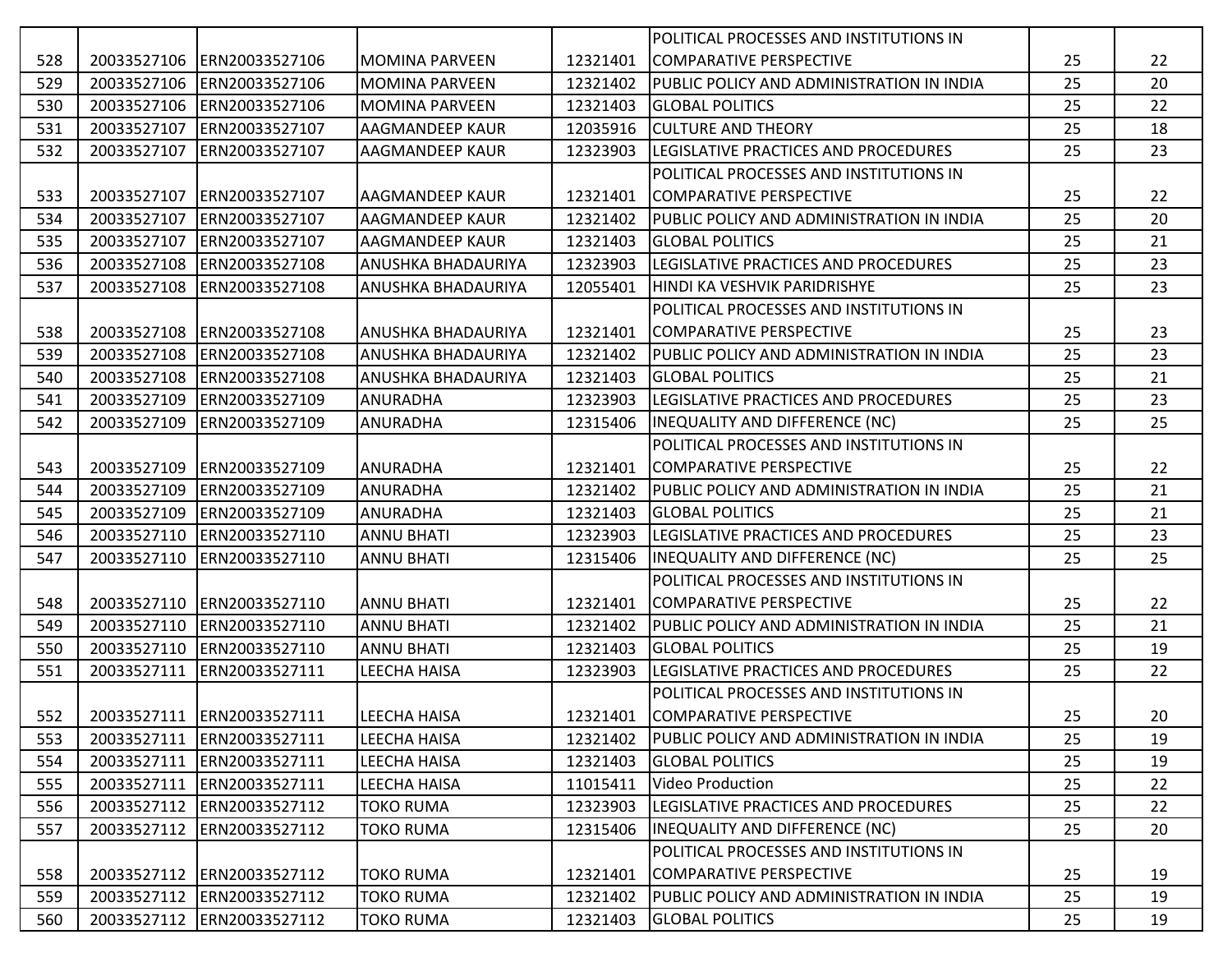| | | | | | | | |
|---|---|---|---|---|---|---|---|
| 528 | 20033527106 | ERN20033527106 | MOMINA PARVEEN | 12321401 | POLITICAL PROCESSES AND INSTITUTIONS IN COMPARATIVE PERSPECTIVE | 25 | 22 |
| 529 | 20033527106 | ERN20033527106 | MOMINA PARVEEN | 12321402 | PUBLIC POLICY AND ADMINISTRATION IN INDIA | 25 | 20 |
| 530 | 20033527106 | ERN20033527106 | MOMINA PARVEEN | 12321403 | GLOBAL POLITICS | 25 | 22 |
| 531 | 20033527107 | ERN20033527107 | AAGMANDEEP KAUR | 12035916 | CULTURE AND THEORY | 25 | 18 |
| 532 | 20033527107 | ERN20033527107 | AAGMANDEEP KAUR | 12323903 | LEGISLATIVE PRACTICES AND PROCEDURES | 25 | 23 |
| 533 | 20033527107 | ERN20033527107 | AAGMANDEEP KAUR | 12321401 | POLITICAL PROCESSES AND INSTITUTIONS IN COMPARATIVE PERSPECTIVE | 25 | 22 |
| 534 | 20033527107 | ERN20033527107 | AAGMANDEEP KAUR | 12321402 | PUBLIC POLICY AND ADMINISTRATION IN INDIA | 25 | 20 |
| 535 | 20033527107 | ERN20033527107 | AAGMANDEEP KAUR | 12321403 | GLOBAL POLITICS | 25 | 21 |
| 536 | 20033527108 | ERN20033527108 | ANUSHKA BHADAURIYA | 12323903 | LEGISLATIVE PRACTICES AND PROCEDURES | 25 | 23 |
| 537 | 20033527108 | ERN20033527108 | ANUSHKA BHADAURIYA | 12055401 | HINDI KA VESHVIK PARIDRISHYE | 25 | 23 |
| 538 | 20033527108 | ERN20033527108 | ANUSHKA BHADAURIYA | 12321401 | POLITICAL PROCESSES AND INSTITUTIONS IN COMPARATIVE PERSPECTIVE | 25 | 23 |
| 539 | 20033527108 | ERN20033527108 | ANUSHKA BHADAURIYA | 12321402 | PUBLIC POLICY AND ADMINISTRATION IN INDIA | 25 | 23 |
| 540 | 20033527108 | ERN20033527108 | ANUSHKA BHADAURIYA | 12321403 | GLOBAL POLITICS | 25 | 21 |
| 541 | 20033527109 | ERN20033527109 | ANURADHA | 12323903 | LEGISLATIVE PRACTICES AND PROCEDURES | 25 | 23 |
| 542 | 20033527109 | ERN20033527109 | ANURADHA | 12315406 | INEQUALITY AND DIFFERENCE (NC) | 25 | 25 |
| 543 | 20033527109 | ERN20033527109 | ANURADHA | 12321401 | POLITICAL PROCESSES AND INSTITUTIONS IN COMPARATIVE PERSPECTIVE | 25 | 22 |
| 544 | 20033527109 | ERN20033527109 | ANURADHA | 12321402 | PUBLIC POLICY AND ADMINISTRATION IN INDIA | 25 | 21 |
| 545 | 20033527109 | ERN20033527109 | ANURADHA | 12321403 | GLOBAL POLITICS | 25 | 21 |
| 546 | 20033527110 | ERN20033527110 | ANNU BHATI | 12323903 | LEGISLATIVE PRACTICES AND PROCEDURES | 25 | 23 |
| 547 | 20033527110 | ERN20033527110 | ANNU BHATI | 12315406 | INEQUALITY AND DIFFERENCE (NC) | 25 | 25 |
| 548 | 20033527110 | ERN20033527110 | ANNU BHATI | 12321401 | POLITICAL PROCESSES AND INSTITUTIONS IN COMPARATIVE PERSPECTIVE | 25 | 22 |
| 549 | 20033527110 | ERN20033527110 | ANNU BHATI | 12321402 | PUBLIC POLICY AND ADMINISTRATION IN INDIA | 25 | 21 |
| 550 | 20033527110 | ERN20033527110 | ANNU BHATI | 12321403 | GLOBAL POLITICS | 25 | 19 |
| 551 | 20033527111 | ERN20033527111 | LEECHA HAISA | 12323903 | LEGISLATIVE PRACTICES AND PROCEDURES | 25 | 22 |
| 552 | 20033527111 | ERN20033527111 | LEECHA HAISA | 12321401 | POLITICAL PROCESSES AND INSTITUTIONS IN COMPARATIVE PERSPECTIVE | 25 | 20 |
| 553 | 20033527111 | ERN20033527111 | LEECHA HAISA | 12321402 | PUBLIC POLICY AND ADMINISTRATION IN INDIA | 25 | 19 |
| 554 | 20033527111 | ERN20033527111 | LEECHA HAISA | 12321403 | GLOBAL POLITICS | 25 | 19 |
| 555 | 20033527111 | ERN20033527111 | LEECHA HAISA | 11015411 | Video Production | 25 | 22 |
| 556 | 20033527112 | ERN20033527112 | TOKO RUMA | 12323903 | LEGISLATIVE PRACTICES AND PROCEDURES | 25 | 22 |
| 557 | 20033527112 | ERN20033527112 | TOKO RUMA | 12315406 | INEQUALITY AND DIFFERENCE (NC) | 25 | 20 |
| 558 | 20033527112 | ERN20033527112 | TOKO RUMA | 12321401 | POLITICAL PROCESSES AND INSTITUTIONS IN COMPARATIVE PERSPECTIVE | 25 | 19 |
| 559 | 20033527112 | ERN20033527112 | TOKO RUMA | 12321402 | PUBLIC POLICY AND ADMINISTRATION IN INDIA | 25 | 19 |
| 560 | 20033527112 | ERN20033527112 | TOKO RUMA | 12321403 | GLOBAL POLITICS | 25 | 19 |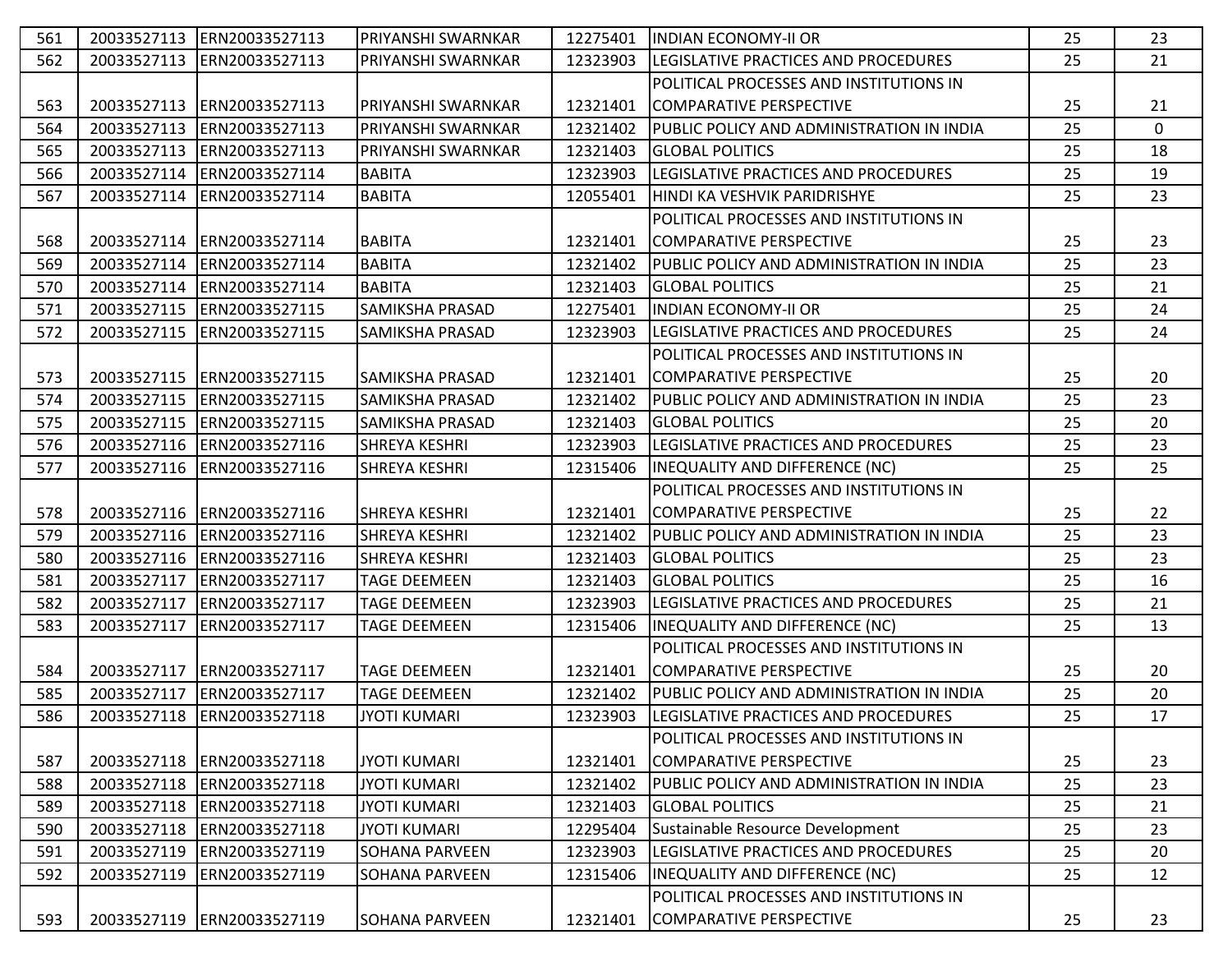| 561 | 20033527113 | ERN20033527113 | PRIYANSHI SWARNKAR | 12275401 | INDIAN ECONOMY-II OR | 25 | 23 |
|---|---|---|---|---|---|---|---|
| 562 | 20033527113 | ERN20033527113 | PRIYANSHI SWARNKAR | 12323903 | LEGISLATIVE PRACTICES AND PROCEDURES | 25 | 21 |
| 563 | 20033527113 | ERN20033527113 | PRIYANSHI SWARNKAR | 12321401 | POLITICAL PROCESSES AND INSTITUTIONS IN COMPARATIVE PERSPECTIVE | 25 | 21 |
| 564 | 20033527113 | ERN20033527113 | PRIYANSHI SWARNKAR | 12321402 | PUBLIC POLICY AND ADMINISTRATION IN INDIA | 25 | 0 |
| 565 | 20033527113 | ERN20033527113 | PRIYANSHI SWARNKAR | 12321403 | GLOBAL POLITICS | 25 | 18 |
| 566 | 20033527114 | ERN20033527114 | BABITA | 12323903 | LEGISLATIVE PRACTICES AND PROCEDURES | 25 | 19 |
| 567 | 20033527114 | ERN20033527114 | BABITA | 12055401 | HINDI KA VESHVIK PARIDRISHYE | 25 | 23 |
| 568 | 20033527114 | ERN20033527114 | BABITA | 12321401 | POLITICAL PROCESSES AND INSTITUTIONS IN COMPARATIVE PERSPECTIVE | 25 | 23 |
| 569 | 20033527114 | ERN20033527114 | BABITA | 12321402 | PUBLIC POLICY AND ADMINISTRATION IN INDIA | 25 | 23 |
| 570 | 20033527114 | ERN20033527114 | BABITA | 12321403 | GLOBAL POLITICS | 25 | 21 |
| 571 | 20033527115 | ERN20033527115 | SAMIKSHA PRASAD | 12275401 | INDIAN ECONOMY-II OR | 25 | 24 |
| 572 | 20033527115 | ERN20033527115 | SAMIKSHA PRASAD | 12323903 | LEGISLATIVE PRACTICES AND PROCEDURES | 25 | 24 |
| 573 | 20033527115 | ERN20033527115 | SAMIKSHA PRASAD | 12321401 | POLITICAL PROCESSES AND INSTITUTIONS IN COMPARATIVE PERSPECTIVE | 25 | 20 |
| 574 | 20033527115 | ERN20033527115 | SAMIKSHA PRASAD | 12321402 | PUBLIC POLICY AND ADMINISTRATION IN INDIA | 25 | 23 |
| 575 | 20033527115 | ERN20033527115 | SAMIKSHA PRASAD | 12321403 | GLOBAL POLITICS | 25 | 20 |
| 576 | 20033527116 | ERN20033527116 | SHREYA KESHRI | 12323903 | LEGISLATIVE PRACTICES AND PROCEDURES | 25 | 23 |
| 577 | 20033527116 | ERN20033527116 | SHREYA KESHRI | 12315406 | INEQUALITY AND DIFFERENCE (NC) | 25 | 25 |
| 578 | 20033527116 | ERN20033527116 | SHREYA KESHRI | 12321401 | POLITICAL PROCESSES AND INSTITUTIONS IN COMPARATIVE PERSPECTIVE | 25 | 22 |
| 579 | 20033527116 | ERN20033527116 | SHREYA KESHRI | 12321402 | PUBLIC POLICY AND ADMINISTRATION IN INDIA | 25 | 23 |
| 580 | 20033527116 | ERN20033527116 | SHREYA KESHRI | 12321403 | GLOBAL POLITICS | 25 | 23 |
| 581 | 20033527117 | ERN20033527117 | TAGE DEEMEEN | 12321403 | GLOBAL POLITICS | 25 | 16 |
| 582 | 20033527117 | ERN20033527117 | TAGE DEEMEEN | 12323903 | LEGISLATIVE PRACTICES AND PROCEDURES | 25 | 21 |
| 583 | 20033527117 | ERN20033527117 | TAGE DEEMEEN | 12315406 | INEQUALITY AND DIFFERENCE (NC) | 25 | 13 |
| 584 | 20033527117 | ERN20033527117 | TAGE DEEMEEN | 12321401 | POLITICAL PROCESSES AND INSTITUTIONS IN COMPARATIVE PERSPECTIVE | 25 | 20 |
| 585 | 20033527117 | ERN20033527117 | TAGE DEEMEEN | 12321402 | PUBLIC POLICY AND ADMINISTRATION IN INDIA | 25 | 20 |
| 586 | 20033527118 | ERN20033527118 | JYOTI KUMARI | 12323903 | LEGISLATIVE PRACTICES AND PROCEDURES | 25 | 17 |
| 587 | 20033527118 | ERN20033527118 | JYOTI KUMARI | 12321401 | POLITICAL PROCESSES AND INSTITUTIONS IN COMPARATIVE PERSPECTIVE | 25 | 23 |
| 588 | 20033527118 | ERN20033527118 | JYOTI KUMARI | 12321402 | PUBLIC POLICY AND ADMINISTRATION IN INDIA | 25 | 23 |
| 589 | 20033527118 | ERN20033527118 | JYOTI KUMARI | 12321403 | GLOBAL POLITICS | 25 | 21 |
| 590 | 20033527118 | ERN20033527118 | JYOTI KUMARI | 12295404 | Sustainable Resource Development | 25 | 23 |
| 591 | 20033527119 | ERN20033527119 | SOHANA PARVEEN | 12323903 | LEGISLATIVE PRACTICES AND PROCEDURES | 25 | 20 |
| 592 | 20033527119 | ERN20033527119 | SOHANA PARVEEN | 12315406 | INEQUALITY AND DIFFERENCE (NC) | 25 | 12 |
| 593 | 20033527119 | ERN20033527119 | SOHANA PARVEEN | 12321401 | POLITICAL PROCESSES AND INSTITUTIONS IN COMPARATIVE PERSPECTIVE | 25 | 23 |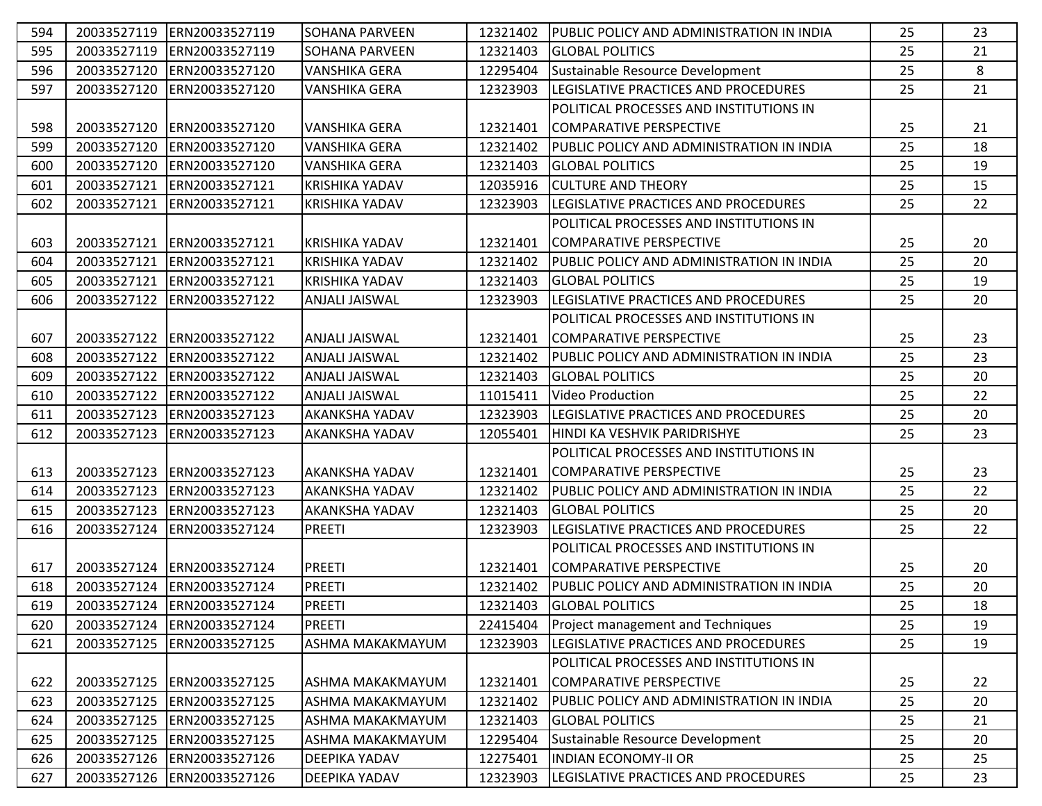| | | | | | | | |
|---|---|---|---|---|---|---|---|
| 594 | 20033527119 | ERN20033527119 | SOHANA PARVEEN | 12321402 | PUBLIC POLICY AND ADMINISTRATION IN INDIA | 25 | 23 |
| 595 | 20033527119 | ERN20033527119 | SOHANA PARVEEN | 12321403 | GLOBAL POLITICS | 25 | 21 |
| 596 | 20033527120 | ERN20033527120 | VANSHIKA GERA | 12295404 | Sustainable Resource Development | 25 | 8 |
| 597 | 20033527120 | ERN20033527120 | VANSHIKA GERA | 12323903 | LEGISLATIVE PRACTICES AND PROCEDURES | 25 | 21 |
| 598 | 20033527120 | ERN20033527120 | VANSHIKA GERA | 12321401 | POLITICAL PROCESSES AND INSTITUTIONS IN COMPARATIVE PERSPECTIVE | 25 | 21 |
| 599 | 20033527120 | ERN20033527120 | VANSHIKA GERA | 12321402 | PUBLIC POLICY AND ADMINISTRATION IN INDIA | 25 | 18 |
| 600 | 20033527120 | ERN20033527120 | VANSHIKA GERA | 12321403 | GLOBAL POLITICS | 25 | 19 |
| 601 | 20033527121 | ERN20033527121 | KRISHIKA YADAV | 12035916 | CULTURE AND THEORY | 25 | 15 |
| 602 | 20033527121 | ERN20033527121 | KRISHIKA YADAV | 12323903 | LEGISLATIVE PRACTICES AND PROCEDURES | 25 | 22 |
| 603 | 20033527121 | ERN20033527121 | KRISHIKA YADAV | 12321401 | POLITICAL PROCESSES AND INSTITUTIONS IN COMPARATIVE PERSPECTIVE | 25 | 20 |
| 604 | 20033527121 | ERN20033527121 | KRISHIKA YADAV | 12321402 | PUBLIC POLICY AND ADMINISTRATION IN INDIA | 25 | 20 |
| 605 | 20033527121 | ERN20033527121 | KRISHIKA YADAV | 12321403 | GLOBAL POLITICS | 25 | 19 |
| 606 | 20033527122 | ERN20033527122 | ANJALI JAISWAL | 12323903 | LEGISLATIVE PRACTICES AND PROCEDURES | 25 | 20 |
| 607 | 20033527122 | ERN20033527122 | ANJALI JAISWAL | 12321401 | POLITICAL PROCESSES AND INSTITUTIONS IN COMPARATIVE PERSPECTIVE | 25 | 23 |
| 608 | 20033527122 | ERN20033527122 | ANJALI JAISWAL | 12321402 | PUBLIC POLICY AND ADMINISTRATION IN INDIA | 25 | 23 |
| 609 | 20033527122 | ERN20033527122 | ANJALI JAISWAL | 12321403 | GLOBAL POLITICS | 25 | 20 |
| 610 | 20033527122 | ERN20033527122 | ANJALI JAISWAL | 11015411 | Video Production | 25 | 22 |
| 611 | 20033527123 | ERN20033527123 | AKANKSHA YADAV | 12323903 | LEGISLATIVE PRACTICES AND PROCEDURES | 25 | 20 |
| 612 | 20033527123 | ERN20033527123 | AKANKSHA YADAV | 12055401 | HINDI KA VESHVIK PARIDRISHYE | 25 | 23 |
| 613 | 20033527123 | ERN20033527123 | AKANKSHA YADAV | 12321401 | POLITICAL PROCESSES AND INSTITUTIONS IN COMPARATIVE PERSPECTIVE | 25 | 23 |
| 614 | 20033527123 | ERN20033527123 | AKANKSHA YADAV | 12321402 | PUBLIC POLICY AND ADMINISTRATION IN INDIA | 25 | 22 |
| 615 | 20033527123 | ERN20033527123 | AKANKSHA YADAV | 12321403 | GLOBAL POLITICS | 25 | 20 |
| 616 | 20033527124 | ERN20033527124 | PREETI | 12323903 | LEGISLATIVE PRACTICES AND PROCEDURES | 25 | 22 |
| 617 | 20033527124 | ERN20033527124 | PREETI | 12321401 | POLITICAL PROCESSES AND INSTITUTIONS IN COMPARATIVE PERSPECTIVE | 25 | 20 |
| 618 | 20033527124 | ERN20033527124 | PREETI | 12321402 | PUBLIC POLICY AND ADMINISTRATION IN INDIA | 25 | 20 |
| 619 | 20033527124 | ERN20033527124 | PREETI | 12321403 | GLOBAL POLITICS | 25 | 18 |
| 620 | 20033527124 | ERN20033527124 | PREETI | 22415404 | Project management and Techniques | 25 | 19 |
| 621 | 20033527125 | ERN20033527125 | ASHMA MAKAKMAYUM | 12323903 | LEGISLATIVE PRACTICES AND PROCEDURES | 25 | 19 |
| 622 | 20033527125 | ERN20033527125 | ASHMA MAKAKMAYUM | 12321401 | POLITICAL PROCESSES AND INSTITUTIONS IN COMPARATIVE PERSPECTIVE | 25 | 22 |
| 623 | 20033527125 | ERN20033527125 | ASHMA MAKAKMAYUM | 12321402 | PUBLIC POLICY AND ADMINISTRATION IN INDIA | 25 | 20 |
| 624 | 20033527125 | ERN20033527125 | ASHMA MAKAKMAYUM | 12321403 | GLOBAL POLITICS | 25 | 21 |
| 625 | 20033527125 | ERN20033527125 | ASHMA MAKAKMAYUM | 12295404 | Sustainable Resource Development | 25 | 20 |
| 626 | 20033527126 | ERN20033527126 | DEEPIKA YADAV | 12275401 | INDIAN ECONOMY-II OR | 25 | 25 |
| 627 | 20033527126 | ERN20033527126 | DEEPIKA YADAV | 12323903 | LEGISLATIVE PRACTICES AND PROCEDURES | 25 | 23 |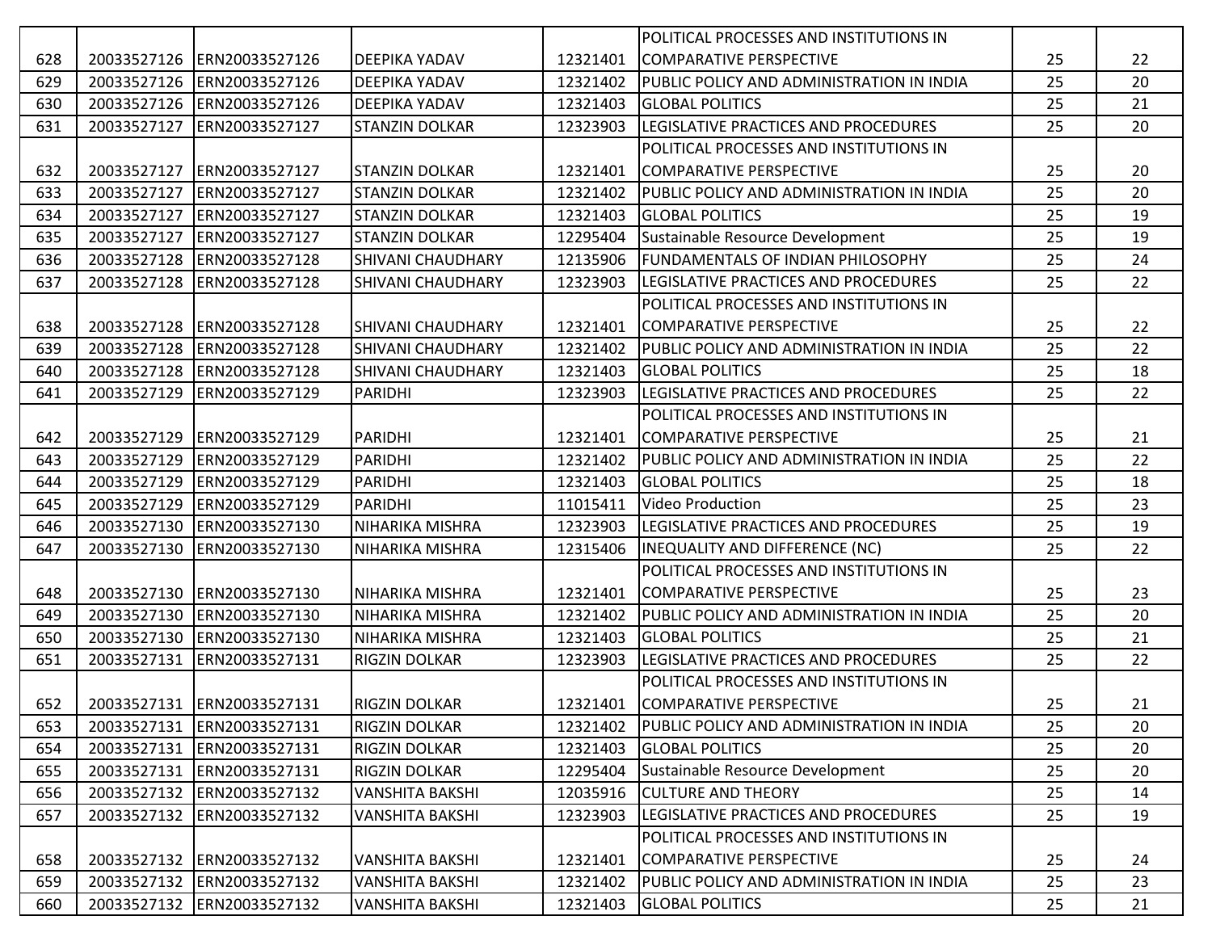| | | | | | | | |
|---|---|---|---|---|---|---|---|
| 628 | 20033527126 | ERN20033527126 | DEEPIKA YADAV | 12321401 | POLITICAL PROCESSES AND INSTITUTIONS IN COMPARATIVE PERSPECTIVE | 25 | 22 |
| 629 | 20033527126 | ERN20033527126 | DEEPIKA YADAV | 12321402 | PUBLIC POLICY AND ADMINISTRATION IN INDIA | 25 | 20 |
| 630 | 20033527126 | ERN20033527126 | DEEPIKA YADAV | 12321403 | GLOBAL POLITICS | 25 | 21 |
| 631 | 20033527127 | ERN20033527127 | STANZIN DOLKAR | 12323903 | LEGISLATIVE PRACTICES AND PROCEDURES | 25 | 20 |
| 632 | 20033527127 | ERN20033527127 | STANZIN DOLKAR | 12321401 | POLITICAL PROCESSES AND INSTITUTIONS IN COMPARATIVE PERSPECTIVE | 25 | 20 |
| 633 | 20033527127 | ERN20033527127 | STANZIN DOLKAR | 12321402 | PUBLIC POLICY AND ADMINISTRATION IN INDIA | 25 | 20 |
| 634 | 20033527127 | ERN20033527127 | STANZIN DOLKAR | 12321403 | GLOBAL POLITICS | 25 | 19 |
| 635 | 20033527127 | ERN20033527127 | STANZIN DOLKAR | 12295404 | Sustainable Resource Development | 25 | 19 |
| 636 | 20033527128 | ERN20033527128 | SHIVANI CHAUDHARY | 12135906 | FUNDAMENTALS OF INDIAN PHILOSOPHY | 25 | 24 |
| 637 | 20033527128 | ERN20033527128 | SHIVANI CHAUDHARY | 12323903 | LEGISLATIVE PRACTICES AND PROCEDURES | 25 | 22 |
| 638 | 20033527128 | ERN20033527128 | SHIVANI CHAUDHARY | 12321401 | POLITICAL PROCESSES AND INSTITUTIONS IN COMPARATIVE PERSPECTIVE | 25 | 22 |
| 639 | 20033527128 | ERN20033527128 | SHIVANI CHAUDHARY | 12321402 | PUBLIC POLICY AND ADMINISTRATION IN INDIA | 25 | 22 |
| 640 | 20033527128 | ERN20033527128 | SHIVANI CHAUDHARY | 12321403 | GLOBAL POLITICS | 25 | 18 |
| 641 | 20033527129 | ERN20033527129 | PARIDHI | 12323903 | LEGISLATIVE PRACTICES AND PROCEDURES | 25 | 22 |
| 642 | 20033527129 | ERN20033527129 | PARIDHI | 12321401 | POLITICAL PROCESSES AND INSTITUTIONS IN COMPARATIVE PERSPECTIVE | 25 | 21 |
| 643 | 20033527129 | ERN20033527129 | PARIDHI | 12321402 | PUBLIC POLICY AND ADMINISTRATION IN INDIA | 25 | 22 |
| 644 | 20033527129 | ERN20033527129 | PARIDHI | 12321403 | GLOBAL POLITICS | 25 | 18 |
| 645 | 20033527129 | ERN20033527129 | PARIDHI | 11015411 | Video Production | 25 | 23 |
| 646 | 20033527130 | ERN20033527130 | NIHARIKA MISHRA | 12323903 | LEGISLATIVE PRACTICES AND PROCEDURES | 25 | 19 |
| 647 | 20033527130 | ERN20033527130 | NIHARIKA MISHRA | 12315406 | INEQUALITY AND DIFFERENCE (NC) | 25 | 22 |
| 648 | 20033527130 | ERN20033527130 | NIHARIKA MISHRA | 12321401 | POLITICAL PROCESSES AND INSTITUTIONS IN COMPARATIVE PERSPECTIVE | 25 | 23 |
| 649 | 20033527130 | ERN20033527130 | NIHARIKA MISHRA | 12321402 | PUBLIC POLICY AND ADMINISTRATION IN INDIA | 25 | 20 |
| 650 | 20033527130 | ERN20033527130 | NIHARIKA MISHRA | 12321403 | GLOBAL POLITICS | 25 | 21 |
| 651 | 20033527131 | ERN20033527131 | RIGZIN DOLKAR | 12323903 | LEGISLATIVE PRACTICES AND PROCEDURES | 25 | 22 |
| 652 | 20033527131 | ERN20033527131 | RIGZIN DOLKAR | 12321401 | POLITICAL PROCESSES AND INSTITUTIONS IN COMPARATIVE PERSPECTIVE | 25 | 21 |
| 653 | 20033527131 | ERN20033527131 | RIGZIN DOLKAR | 12321402 | PUBLIC POLICY AND ADMINISTRATION IN INDIA | 25 | 20 |
| 654 | 20033527131 | ERN20033527131 | RIGZIN DOLKAR | 12321403 | GLOBAL POLITICS | 25 | 20 |
| 655 | 20033527131 | ERN20033527131 | RIGZIN DOLKAR | 12295404 | Sustainable Resource Development | 25 | 20 |
| 656 | 20033527132 | ERN20033527132 | VANSHITA BAKSHI | 12035916 | CULTURE AND THEORY | 25 | 14 |
| 657 | 20033527132 | ERN20033527132 | VANSHITA BAKSHI | 12323903 | LEGISLATIVE PRACTICES AND PROCEDURES | 25 | 19 |
| 658 | 20033527132 | ERN20033527132 | VANSHITA BAKSHI | 12321401 | POLITICAL PROCESSES AND INSTITUTIONS IN COMPARATIVE PERSPECTIVE | 25 | 24 |
| 659 | 20033527132 | ERN20033527132 | VANSHITA BAKSHI | 12321402 | PUBLIC POLICY AND ADMINISTRATION IN INDIA | 25 | 23 |
| 660 | 20033527132 | ERN20033527132 | VANSHITA BAKSHI | 12321403 | GLOBAL POLITICS | 25 | 21 |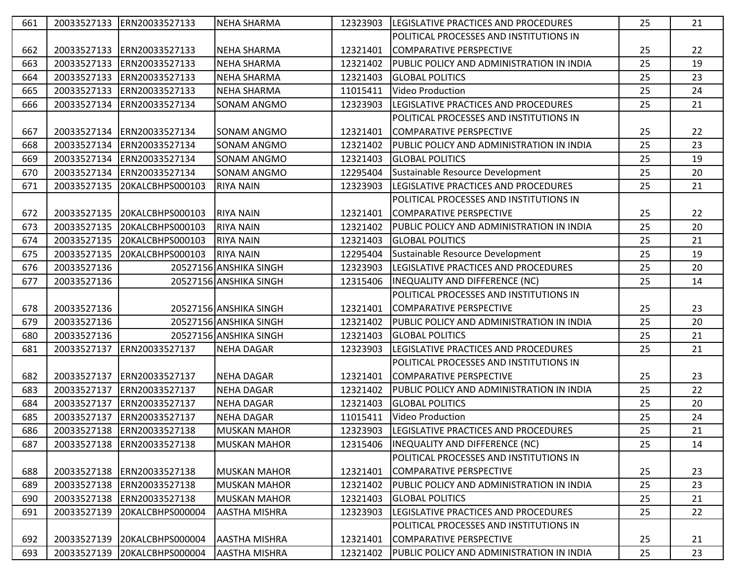| 661 | 20033527133 | ERN20033527133 | NEHA SHARMA | 12323903 | LEGISLATIVE PRACTICES AND PROCEDURES | 25 | 21 |
|---|---|---|---|---|---|---|---|
| 662 | 20033527133 | ERN20033527133 | NEHA SHARMA | 12321401 | POLITICAL PROCESSES AND INSTITUTIONS IN COMPARATIVE PERSPECTIVE | 25 | 22 |
| 663 | 20033527133 | ERN20033527133 | NEHA SHARMA | 12321402 | PUBLIC POLICY AND ADMINISTRATION IN INDIA | 25 | 19 |
| 664 | 20033527133 | ERN20033527133 | NEHA SHARMA | 12321403 | GLOBAL POLITICS | 25 | 23 |
| 665 | 20033527133 | ERN20033527133 | NEHA SHARMA | 11015411 | Video Production | 25 | 24 |
| 666 | 20033527134 | ERN20033527134 | SONAM ANGMO | 12323903 | LEGISLATIVE PRACTICES AND PROCEDURES | 25 | 21 |
| 667 | 20033527134 | ERN20033527134 | SONAM ANGMO | 12321401 | POLITICAL PROCESSES AND INSTITUTIONS IN COMPARATIVE PERSPECTIVE | 25 | 22 |
| 668 | 20033527134 | ERN20033527134 | SONAM ANGMO | 12321402 | PUBLIC POLICY AND ADMINISTRATION IN INDIA | 25 | 23 |
| 669 | 20033527134 | ERN20033527134 | SONAM ANGMO | 12321403 | GLOBAL POLITICS | 25 | 19 |
| 670 | 20033527134 | ERN20033527134 | SONAM ANGMO | 12295404 | Sustainable Resource Development | 25 | 20 |
| 671 | 20033527135 | 20KALCBHPS000103 | RIYA NAIN | 12323903 | LEGISLATIVE PRACTICES AND PROCEDURES | 25 | 21 |
| 672 | 20033527135 | 20KALCBHPS000103 | RIYA NAIN | 12321401 | POLITICAL PROCESSES AND INSTITUTIONS IN COMPARATIVE PERSPECTIVE | 25 | 22 |
| 673 | 20033527135 | 20KALCBHPS000103 | RIYA NAIN | 12321402 | PUBLIC POLICY AND ADMINISTRATION IN INDIA | 25 | 20 |
| 674 | 20033527135 | 20KALCBHPS000103 | RIYA NAIN | 12321403 | GLOBAL POLITICS | 25 | 21 |
| 675 | 20033527135 | 20KALCBHPS000103 | RIYA NAIN | 12295404 | Sustainable Resource Development | 25 | 19 |
| 676 | 20033527136 | 20527156 | ANSHIKA SINGH | 12323903 | LEGISLATIVE PRACTICES AND PROCEDURES | 25 | 20 |
| 677 | 20033527136 | 20527156 | ANSHIKA SINGH | 12315406 | INEQUALITY AND DIFFERENCE (NC) | 25 | 14 |
| 678 | 20033527136 | 20527156 | ANSHIKA SINGH | 12321401 | POLITICAL PROCESSES AND INSTITUTIONS IN COMPARATIVE PERSPECTIVE | 25 | 23 |
| 679 | 20033527136 | 20527156 | ANSHIKA SINGH | 12321402 | PUBLIC POLICY AND ADMINISTRATION IN INDIA | 25 | 20 |
| 680 | 20033527136 | 20527156 | ANSHIKA SINGH | 12321403 | GLOBAL POLITICS | 25 | 21 |
| 681 | 20033527137 | ERN20033527137 | NEHA DAGAR | 12323903 | LEGISLATIVE PRACTICES AND PROCEDURES | 25 | 21 |
| 682 | 20033527137 | ERN20033527137 | NEHA DAGAR | 12321401 | POLITICAL PROCESSES AND INSTITUTIONS IN COMPARATIVE PERSPECTIVE | 25 | 23 |
| 683 | 20033527137 | ERN20033527137 | NEHA DAGAR | 12321402 | PUBLIC POLICY AND ADMINISTRATION IN INDIA | 25 | 22 |
| 684 | 20033527137 | ERN20033527137 | NEHA DAGAR | 12321403 | GLOBAL POLITICS | 25 | 20 |
| 685 | 20033527137 | ERN20033527137 | NEHA DAGAR | 11015411 | Video Production | 25 | 24 |
| 686 | 20033527138 | ERN20033527138 | MUSKAN MAHOR | 12323903 | LEGISLATIVE PRACTICES AND PROCEDURES | 25 | 21 |
| 687 | 20033527138 | ERN20033527138 | MUSKAN MAHOR | 12315406 | INEQUALITY AND DIFFERENCE (NC) | 25 | 14 |
| 688 | 20033527138 | ERN20033527138 | MUSKAN MAHOR | 12321401 | POLITICAL PROCESSES AND INSTITUTIONS IN COMPARATIVE PERSPECTIVE | 25 | 23 |
| 689 | 20033527138 | ERN20033527138 | MUSKAN MAHOR | 12321402 | PUBLIC POLICY AND ADMINISTRATION IN INDIA | 25 | 23 |
| 690 | 20033527138 | ERN20033527138 | MUSKAN MAHOR | 12321403 | GLOBAL POLITICS | 25 | 21 |
| 691 | 20033527139 | 20KALCBHPS000004 | AASTHA MISHRA | 12323903 | LEGISLATIVE PRACTICES AND PROCEDURES | 25 | 22 |
| 692 | 20033527139 | 20KALCBHPS000004 | AASTHA MISHRA | 12321401 | POLITICAL PROCESSES AND INSTITUTIONS IN COMPARATIVE PERSPECTIVE | 25 | 21 |
| 693 | 20033527139 | 20KALCBHPS000004 | AASTHA MISHRA | 12321402 | PUBLIC POLICY AND ADMINISTRATION IN INDIA | 25 | 23 |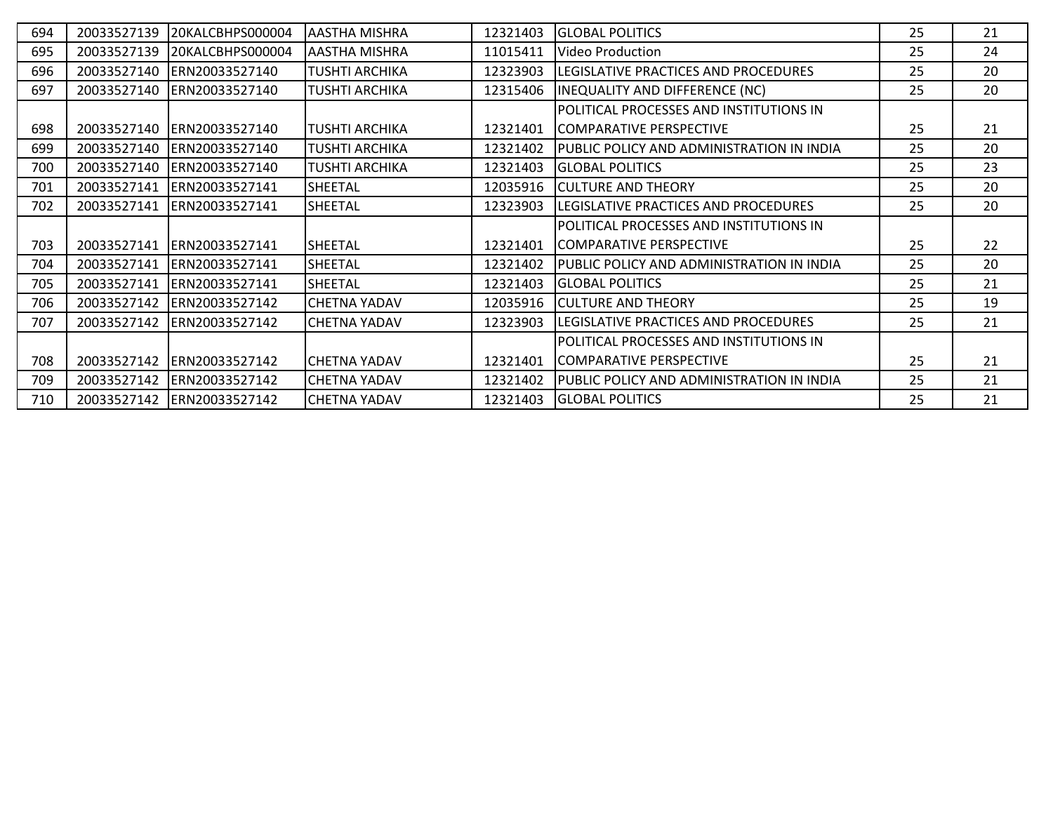| | | | | | | | |
|---|---|---|---|---|---|---|---|
| 694 | 20033527139 | 20KALCBHPS000004 | AASTHA MISHRA | 12321403 | GLOBAL POLITICS | 25 | 21 |
| 695 | 20033527139 | 20KALCBHPS000004 | AASTHA MISHRA | 11015411 | Video Production | 25 | 24 |
| 696 | 20033527140 | ERN20033527140 | TUSHTI ARCHIKA | 12323903 | LEGISLATIVE PRACTICES AND PROCEDURES | 25 | 20 |
| 697 | 20033527140 | ERN20033527140 | TUSHTI ARCHIKA | 12315406 | INEQUALITY AND DIFFERENCE (NC) | 25 | 20 |
| 698 | 20033527140 | ERN20033527140 | TUSHTI ARCHIKA | 12321401 | POLITICAL PROCESSES AND INSTITUTIONS IN COMPARATIVE PERSPECTIVE | 25 | 21 |
| 699 | 20033527140 | ERN20033527140 | TUSHTI ARCHIKA | 12321402 | PUBLIC POLICY AND ADMINISTRATION IN INDIA | 25 | 20 |
| 700 | 20033527140 | ERN20033527140 | TUSHTI ARCHIKA | 12321403 | GLOBAL POLITICS | 25 | 23 |
| 701 | 20033527141 | ERN20033527141 | SHEETAL | 12035916 | CULTURE AND THEORY | 25 | 20 |
| 702 | 20033527141 | ERN20033527141 | SHEETAL | 12323903 | LEGISLATIVE PRACTICES AND PROCEDURES | 25 | 20 |
| 703 | 20033527141 | ERN20033527141 | SHEETAL | 12321401 | POLITICAL PROCESSES AND INSTITUTIONS IN COMPARATIVE PERSPECTIVE | 25 | 22 |
| 704 | 20033527141 | ERN20033527141 | SHEETAL | 12321402 | PUBLIC POLICY AND ADMINISTRATION IN INDIA | 25 | 20 |
| 705 | 20033527141 | ERN20033527141 | SHEETAL | 12321403 | GLOBAL POLITICS | 25 | 21 |
| 706 | 20033527142 | ERN20033527142 | CHETNA YADAV | 12035916 | CULTURE AND THEORY | 25 | 19 |
| 707 | 20033527142 | ERN20033527142 | CHETNA YADAV | 12323903 | LEGISLATIVE PRACTICES AND PROCEDURES | 25 | 21 |
| 708 | 20033527142 | ERN20033527142 | CHETNA YADAV | 12321401 | POLITICAL PROCESSES AND INSTITUTIONS IN COMPARATIVE PERSPECTIVE | 25 | 21 |
| 709 | 20033527142 | ERN20033527142 | CHETNA YADAV | 12321402 | PUBLIC POLICY AND ADMINISTRATION IN INDIA | 25 | 21 |
| 710 | 20033527142 | ERN20033527142 | CHETNA YADAV | 12321403 | GLOBAL POLITICS | 25 | 21 |